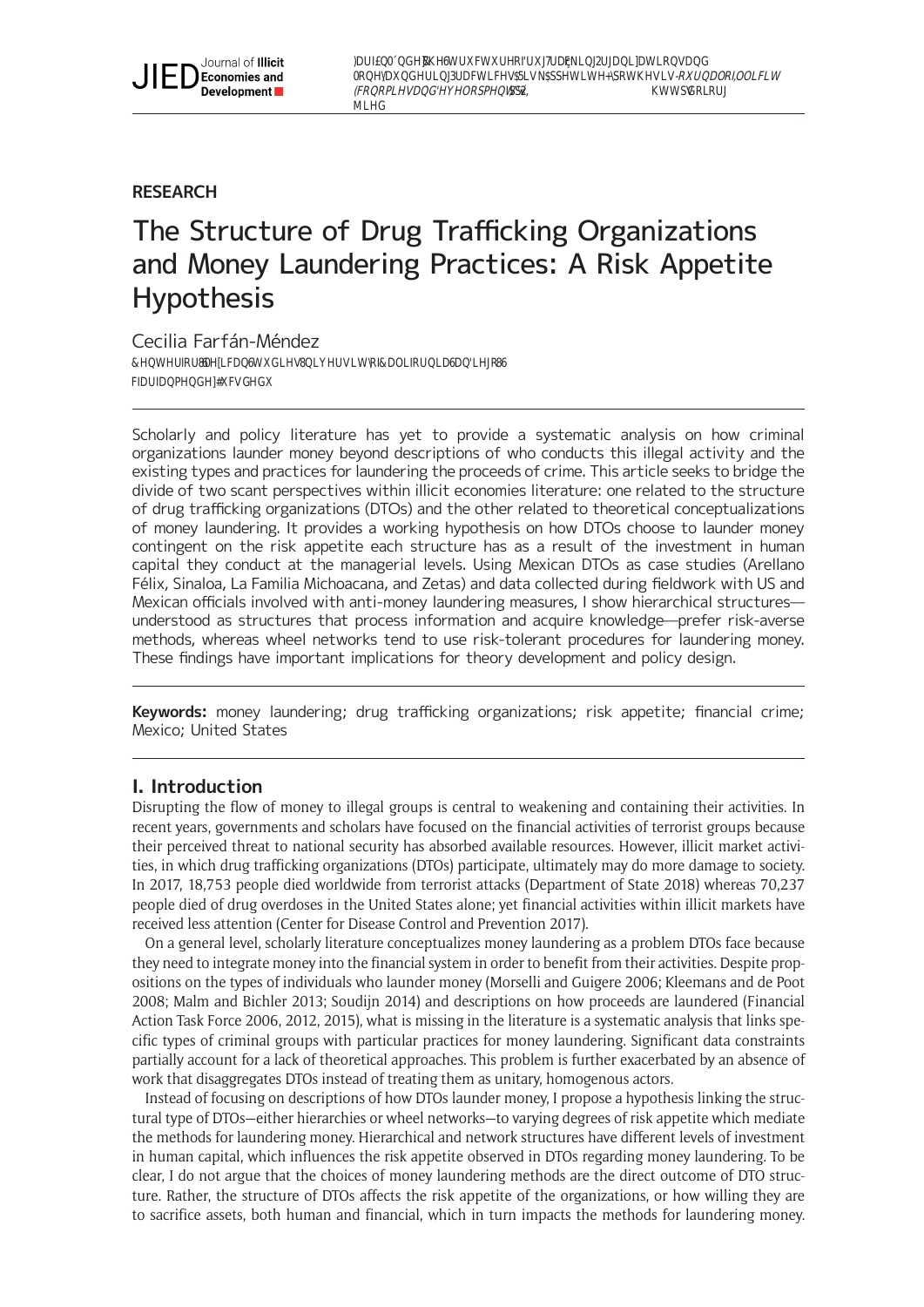**RESEARCH**

# The Structure of Drug Trafficking Organizations and Money Laundering Practices: A Risk Appetite Hypothesis

Cecilia Farfán-Méndez

Scholarly and policy literature has yet to provide a systematic analysis on how criminal organizations launder money beyond descriptions of who conducts this illegal activity and the existing types and practices for laundering the proceeds of crime. This article seeks to bridge the divide of two scant perspectives within illicit economies literature: one related to the structure of drug trafficking organizations (DTOs) and the other related to theoretical conceptualizations of money laundering. It provides a working hypothesis on how DTOs choose to launder money contingent on the risk appetite each structure has as a result of the investment in human capital they conduct at the managerial levels. Using Mexican DTOs as case studies (Arellano Félix, Sinaloa, La Familia Michoacana, and Zetas) and data collected during fieldwork with US and Mexican officials involved with anti-money laundering measures, I show hierarchical structures—understood as structures that process information and acquire knowledge—prefer risk-averse methods, whereas wheel networks tend to use risk-tolerant procedures for laundering money. These findings have important implications for theory development and policy design.

**Keywords:** money laundering; drug trafficking organizations; risk appetite; financial crime; Mexico; United States

## I. Introduction

Disrupting the flow of money to illegal groups is central to weakening and containing their activities. In recent years, governments and scholars have focused on the financial activities of terrorist groups because their perceived threat to national security has absorbed available resources. However, illicit market activities, in which drug trafficking organizations (DTOs) participate, ultimately may do more damage to society. In 2017, 18,753 people died worldwide from terrorist attacks (Department of State 2018) whereas 70,237 people died of drug overdoses in the United States alone; yet financial activities within illicit markets have received less attention (Center for Disease Control and Prevention 2017).

On a general level, scholarly literature conceptualizes money laundering as a problem DTOs face because they need to integrate money into the financial system in order to benefit from their activities. Despite propositions on the types of individuals who launder money (Morselli and Guigere 2006; Kleemans and de Poot 2008; Malm and Bichler 2013; Soudijn 2014) and descriptions on how proceeds are laundered (Financial Action Task Force 2006, 2012, 2015), what is missing in the literature is a systematic analysis that links specific types of criminal groups with particular practices for money laundering. Significant data constraints partially account for a lack of theoretical approaches. This problem is further exacerbated by an absence of work that disaggregates DTOs instead of treating them as unitary, homogenous actors.

Instead of focusing on descriptions of how DTOs launder money, I propose a hypothesis linking the structural type of DTOs—either hierarchies or wheel networks—to varying degrees of risk appetite which mediate the methods for laundering money. Hierarchical and network structures have different levels of investment in human capital, which influences the risk appetite observed in DTOs regarding money laundering. To be clear, I do not argue that the choices of money laundering methods are the direct outcome of DTO structure. Rather, the structure of DTOs affects the risk appetite of the organizations, or how willing they are to sacrifice assets, both human and financial, which in turn impacts the methods for laundering money.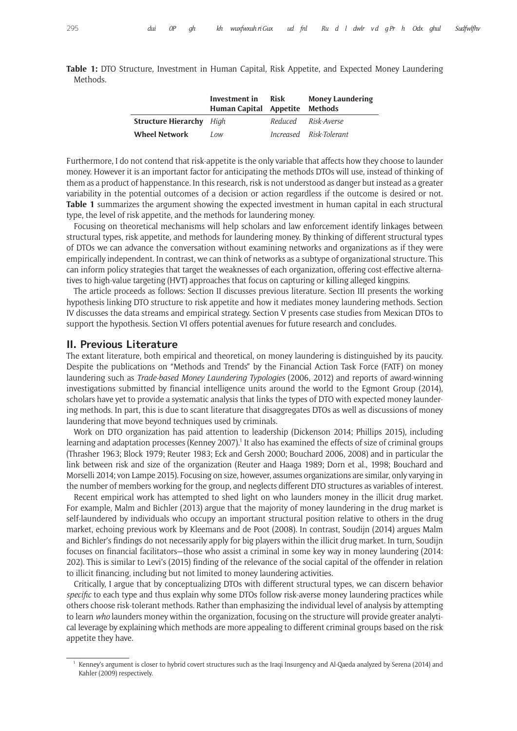**Table 1:** DTO Structure, Investment in Human Capital, Risk Appetite, and Expected Money Laundering Methods.

| | Investment in Human Capital | Risk Appetite | Money Laundering Methods |
|---|---|---|---|
| **Structure Hierarchy** | *High* | *Reduced* | *Risk-Averse* |
| **Wheel Network** | *Low* | *Increased* | *Risk-Tolerant* |

Furthermore, I do not contend that risk-appetite is the only variable that affects how they choose to launder money. However it is an important factor for anticipating the methods DTOs will use, instead of thinking of them as a product of happenstance. In this research, risk is not understood as danger but instead as a greater variability in the potential outcomes of a decision or action regardless if the outcome is desired or not. **Table 1** summarizes the argument showing the expected investment in human capital in each structural type, the level of risk appetite, and the methods for laundering money.

Focusing on theoretical mechanisms will help scholars and law enforcement identify linkages between structural types, risk appetite, and methods for laundering money. By thinking of different structural types of DTOs we can advance the conversation without examining networks and organizations as if they were empirically independent. In contrast, we can think of networks as a subtype of organizational structure. This can inform policy strategies that target the weaknesses of each organization, offering cost-effective alternatives to high-value targeting (HVT) approaches that focus on capturing or killing alleged kingpins.

The article proceeds as follows: Section II discusses previous literature. Section III presents the working hypothesis linking DTO structure to risk appetite and how it mediates money laundering methods. Section IV discusses the data streams and empirical strategy. Section V presents case studies from Mexican DTOs to support the hypothesis. Section VI offers potential avenues for future research and concludes.

## II. Previous Literature

The extant literature, both empirical and theoretical, on money laundering is distinguished by its paucity. Despite the publications on "Methods and Trends" by the Financial Action Task Force (FATF) on money laundering such as *Trade-based Money Laundering Typologies* (2006, 2012) and reports of award-winning investigations submitted by financial intelligence units around the world to the Egmont Group (2014), scholars have yet to provide a systematic analysis that links the types of DTO with expected money laundering methods. In part, this is due to scant literature that disaggregates DTOs as well as discussions of money laundering that move beyond techniques used by criminals.

Work on DTO organization has paid attention to leadership (Dickenson 2014; Phillips 2015), including learning and adaptation processes (Kenney 2007).[1] It also has examined the effects of size of criminal groups (Thrasher 1963; Block 1979; Reuter 1983; Eck and Gersh 2000; Bouchard 2006, 2008) and in particular the link between risk and size of the organization (Reuter and Haaga 1989; Dorn et al., 1998; Bouchard and Morselli 2014; von Lampe 2015). Focusing on size, however, assumes organizations are similar, only varying in the number of members working for the group, and neglects different DTO structures as variables of interest.

Recent empirical work has attempted to shed light on who launders money in the illicit drug market. For example, Malm and Bichler (2013) argue that the majority of money laundering in the drug market is self-laundered by individuals who occupy an important structural position relative to others in the drug market, echoing previous work by Kleemans and de Poot (2008). In contrast, Soudijn (2014) argues Malm and Bichler's findings do not necessarily apply for big players within the illicit drug market. In turn, Soudijn focuses on financial facilitators—those who assist a criminal in some key way in money laundering (2014: 202). This is similar to Levi's (2015) finding of the relevance of the social capital of the offender in relation to illicit financing, including but not limited to money laundering activities.

Critically, I argue that by conceptualizing DTOs with different structural types, we can discern behavior *specific* to each type and thus explain why some DTOs follow risk-averse money laundering practices while others choose risk-tolerant methods. Rather than emphasizing the individual level of analysis by attempting to learn *who* launders money within the organization, focusing on the structure will provide greater analytical leverage by explaining which methods are more appealing to different criminal groups based on the risk appetite they have.

[1] Kenney's argument is closer to hybrid covert structures such as the Iraqi Insurgency and Al-Qaeda analyzed by Serena (2014) and Kahler (2009) respectively.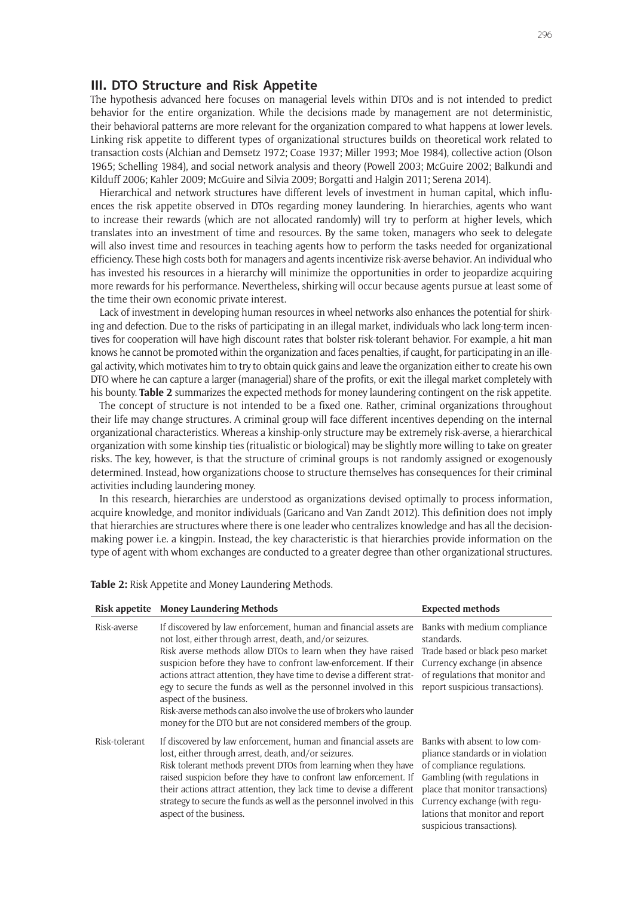## III. DTO Structure and Risk Appetite

The hypothesis advanced here focuses on managerial levels within DTOs and is not intended to predict behavior for the entire organization. While the decisions made by management are not deterministic, their behavioral patterns are more relevant for the organization compared to what happens at lower levels. Linking risk appetite to different types of organizational structures builds on theoretical work related to transaction costs (Alchian and Demsetz 1972; Coase 1937; Miller 1993; Moe 1984), collective action (Olson 1965; Schelling 1984), and social network analysis and theory (Powell 2003; McGuire 2002; Balkundi and Kilduff 2006; Kahler 2009; McGuire and Silvia 2009; Borgatti and Halgin 2011; Serena 2014).

Hierarchical and network structures have different levels of investment in human capital, which influences the risk appetite observed in DTOs regarding money laundering. In hierarchies, agents who want to increase their rewards (which are not allocated randomly) will try to perform at higher levels, which translates into an investment of time and resources. By the same token, managers who seek to delegate will also invest time and resources in teaching agents how to perform the tasks needed for organizational efficiency. These high costs both for managers and agents incentivize risk-averse behavior. An individual who has invested his resources in a hierarchy will minimize the opportunities in order to jeopardize acquiring more rewards for his performance. Nevertheless, shirking will occur because agents pursue at least some of the time their own economic private interest.

Lack of investment in developing human resources in wheel networks also enhances the potential for shirking and defection. Due to the risks of participating in an illegal market, individuals who lack long-term incentives for cooperation will have high discount rates that bolster risk-tolerant behavior. For example, a hit man knows he cannot be promoted within the organization and faces penalties, if caught, for participating in an illegal activity, which motivates him to try to obtain quick gains and leave the organization either to create his own DTO where he can capture a larger (managerial) share of the profits, or exit the illegal market completely with his bounty. **Table 2** summarizes the expected methods for money laundering contingent on the risk appetite.

The concept of structure is not intended to be a fixed one. Rather, criminal organizations throughout their life may change structures. A criminal group will face different incentives depending on the internal organizational characteristics. Whereas a kinship-only structure may be extremely risk-averse, a hierarchical organization with some kinship ties (ritualistic or biological) may be slightly more willing to take on greater risks. The key, however, is that the structure of criminal groups is not randomly assigned or exogenously determined. Instead, how organizations choose to structure themselves has consequences for their criminal activities including laundering money.

In this research, hierarchies are understood as organizations devised optimally to process information, acquire knowledge, and monitor individuals (Garicano and Van Zandt 2012). This definition does not imply that hierarchies are structures where there is one leader who centralizes knowledge and has all the decision-making power i.e. a kingpin. Instead, the key characteristic is that hierarchies provide information on the type of agent with whom exchanges are conducted to a greater degree than other organizational structures.

**Table 2:** Risk Appetite and Money Laundering Methods.

| Risk appetite | Money Laundering Methods | Expected methods |
|---|---|---|
| Risk-averse | If discovered by law enforcement, human and financial assets are not lost, either through arrest, death, and/or seizures.<br>Risk averse methods allow DTOs to learn when they have raised suspicion before they have to confront law-enforcement. If their actions attract attention, they have time to devise a different strategy to secure the funds as well as the personnel involved in this aspect of the business.<br>Risk-averse methods can also involve the use of brokers who launder money for the DTO but are not considered members of the group. | Banks with medium compliance standards.<br>Trade based or black peso market<br>Currency exchange (in absence of regulations that monitor and report suspicious transactions). |
| Risk-tolerant | If discovered by law enforcement, human and financial assets are lost, either through arrest, death, and/or seizures.<br>Risk tolerant methods prevent DTOs from learning when they have raised suspicion before they have to confront law enforcement. If their actions attract attention, they lack time to devise a different strategy to secure the funds as well as the personnel involved in this aspect of the business. | Banks with absent to low compliance standards or in violation of compliance regulations.<br>Gambling (with regulations in place that monitor transactions)<br>Currency exchange (with regulations that monitor and report suspicious transactions). |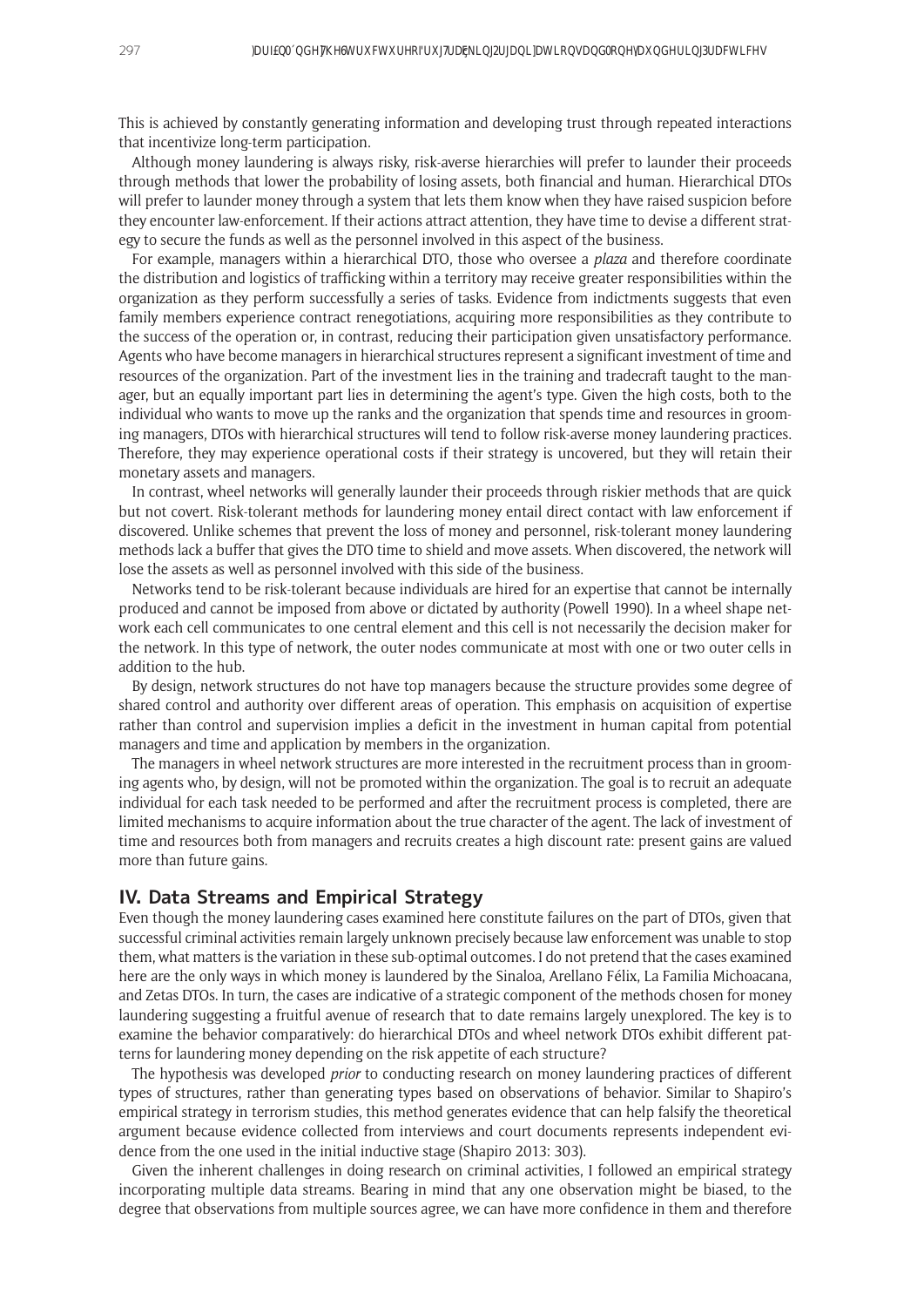This is achieved by constantly generating information and developing trust through repeated interactions that incentivize long-term participation.

Although money laundering is always risky, risk-averse hierarchies will prefer to launder their proceeds through methods that lower the probability of losing assets, both financial and human. Hierarchical DTOs will prefer to launder money through a system that lets them know when they have raised suspicion before they encounter law-enforcement. If their actions attract attention, they have time to devise a different strategy to secure the funds as well as the personnel involved in this aspect of the business.

For example, managers within a hierarchical DTO, those who oversee a *plaza* and therefore coordinate the distribution and logistics of trafficking within a territory may receive greater responsibilities within the organization as they perform successfully a series of tasks. Evidence from indictments suggests that even family members experience contract renegotiations, acquiring more responsibilities as they contribute to the success of the operation or, in contrast, reducing their participation given unsatisfactory performance. Agents who have become managers in hierarchical structures represent a significant investment of time and resources of the organization. Part of the investment lies in the training and tradecraft taught to the manager, but an equally important part lies in determining the agent's type. Given the high costs, both to the individual who wants to move up the ranks and the organization that spends time and resources in grooming managers, DTOs with hierarchical structures will tend to follow risk-averse money laundering practices. Therefore, they may experience operational costs if their strategy is uncovered, but they will retain their monetary assets and managers.

In contrast, wheel networks will generally launder their proceeds through riskier methods that are quick but not covert. Risk-tolerant methods for laundering money entail direct contact with law enforcement if discovered. Unlike schemes that prevent the loss of money and personnel, risk-tolerant money laundering methods lack a buffer that gives the DTO time to shield and move assets. When discovered, the network will lose the assets as well as personnel involved with this side of the business.

Networks tend to be risk-tolerant because individuals are hired for an expertise that cannot be internally produced and cannot be imposed from above or dictated by authority (Powell 1990). In a wheel shape network each cell communicates to one central element and this cell is not necessarily the decision maker for the network. In this type of network, the outer nodes communicate at most with one or two outer cells in addition to the hub.

By design, network structures do not have top managers because the structure provides some degree of shared control and authority over different areas of operation. This emphasis on acquisition of expertise rather than control and supervision implies a deficit in the investment in human capital from potential managers and time and application by members in the organization.

The managers in wheel network structures are more interested in the recruitment process than in grooming agents who, by design, will not be promoted within the organization. The goal is to recruit an adequate individual for each task needed to be performed and after the recruitment process is completed, there are limited mechanisms to acquire information about the true character of the agent. The lack of investment of time and resources both from managers and recruits creates a high discount rate: present gains are valued more than future gains.

## IV. Data Streams and Empirical Strategy

Even though the money laundering cases examined here constitute failures on the part of DTOs, given that successful criminal activities remain largely unknown precisely because law enforcement was unable to stop them, what matters is the variation in these sub-optimal outcomes. I do not pretend that the cases examined here are the only ways in which money is laundered by the Sinaloa, Arellano Félix, La Familia Michoacana, and Zetas DTOs. In turn, the cases are indicative of a strategic component of the methods chosen for money laundering suggesting a fruitful avenue of research that to date remains largely unexplored. The key is to examine the behavior comparatively: do hierarchical DTOs and wheel network DTOs exhibit different patterns for laundering money depending on the risk appetite of each structure?

The hypothesis was developed *prior* to conducting research on money laundering practices of different types of structures, rather than generating types based on observations of behavior. Similar to Shapiro's empirical strategy in terrorism studies, this method generates evidence that can help falsify the theoretical argument because evidence collected from interviews and court documents represents independent evidence from the one used in the initial inductive stage (Shapiro 2013: 303).

Given the inherent challenges in doing research on criminal activities, I followed an empirical strategy incorporating multiple data streams. Bearing in mind that any one observation might be biased, to the degree that observations from multiple sources agree, we can have more confidence in them and therefore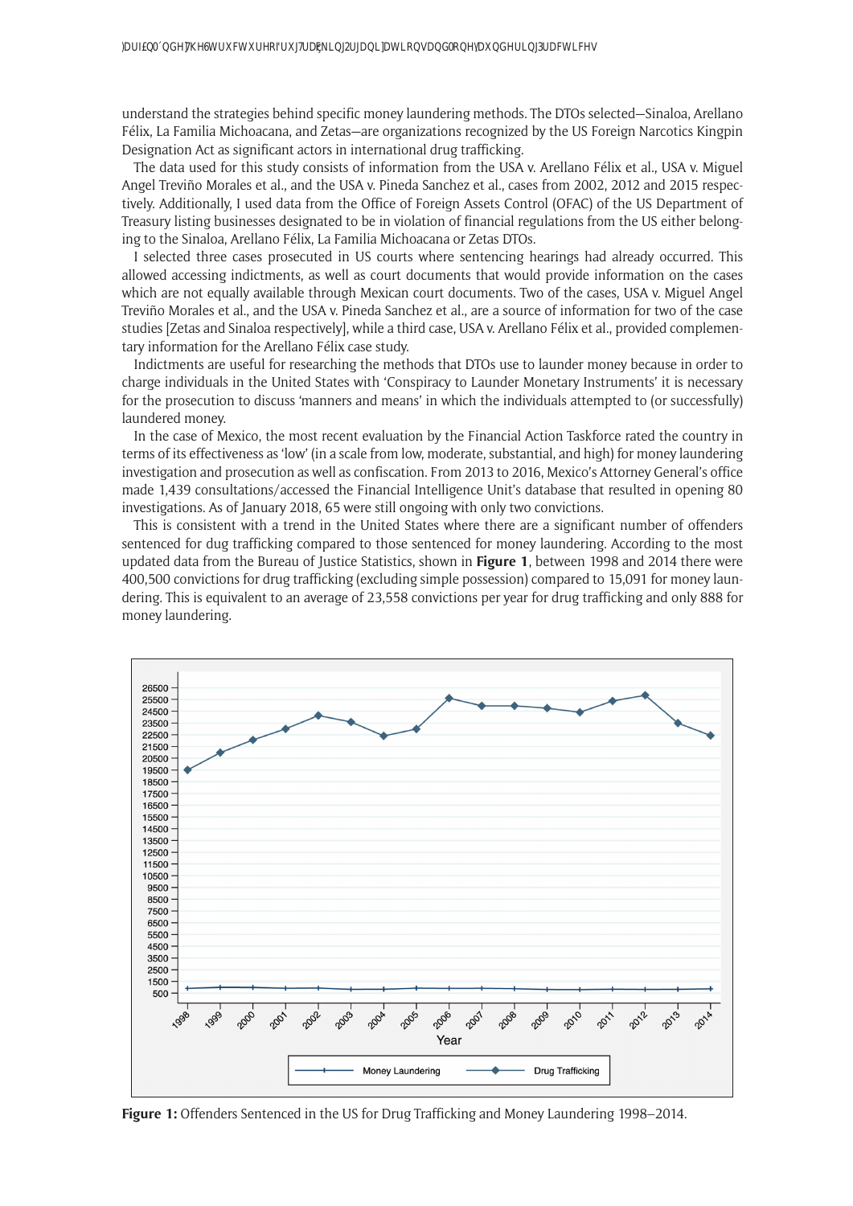understand the strategies behind specific money laundering methods. The DTOs selected—Sinaloa, Arellano Félix, La Familia Michoacana, and Zetas—are organizations recognized by the US Foreign Narcotics Kingpin Designation Act as significant actors in international drug trafficking.

The data used for this study consists of information from the USA v. Arellano Félix et al., USA v. Miguel Angel Treviño Morales et al., and the USA v. Pineda Sanchez et al., cases from 2002, 2012 and 2015 respectively. Additionally, I used data from the Office of Foreign Assets Control (OFAC) of the US Department of Treasury listing businesses designated to be in violation of financial regulations from the US either belonging to the Sinaloa, Arellano Félix, La Familia Michoacana or Zetas DTOs.

I selected three cases prosecuted in US courts where sentencing hearings had already occurred. This allowed accessing indictments, as well as court documents that would provide information on the cases which are not equally available through Mexican court documents. Two of the cases, USA v. Miguel Angel Treviño Morales et al., and the USA v. Pineda Sanchez et al., are a source of information for two of the case studies [Zetas and Sinaloa respectively], while a third case, USA v. Arellano Félix et al., provided complementary information for the Arellano Félix case study.

Indictments are useful for researching the methods that DTOs use to launder money because in order to charge individuals in the United States with 'Conspiracy to Launder Monetary Instruments' it is necessary for the prosecution to discuss 'manners and means' in which the individuals attempted to (or successfully) laundered money.

In the case of Mexico, the most recent evaluation by the Financial Action Taskforce rated the country in terms of its effectiveness as 'low' (in a scale from low, moderate, substantial, and high) for money laundering investigation and prosecution as well as confiscation. From 2013 to 2016, Mexico's Attorney General's office made 1,439 consultations/accessed the Financial Intelligence Unit's database that resulted in opening 80 investigations. As of January 2018, 65 were still ongoing with only two convictions.

This is consistent with a trend in the United States where there are a significant number of offenders sentenced for drug trafficking compared to those sentenced for money laundering. According to the most updated data from the Bureau of Justice Statistics, shown in **Figure 1**, between 1998 and 2014 there were 400,500 convictions for drug trafficking (excluding simple possession) compared to 15,091 for money laundering. This is equivalent to an average of 23,558 convictions per year for drug trafficking and only 888 for money laundering.

**Figure 1:** Offenders Sentenced in the US for Drug Trafficking and Money Laundering 1998–2014.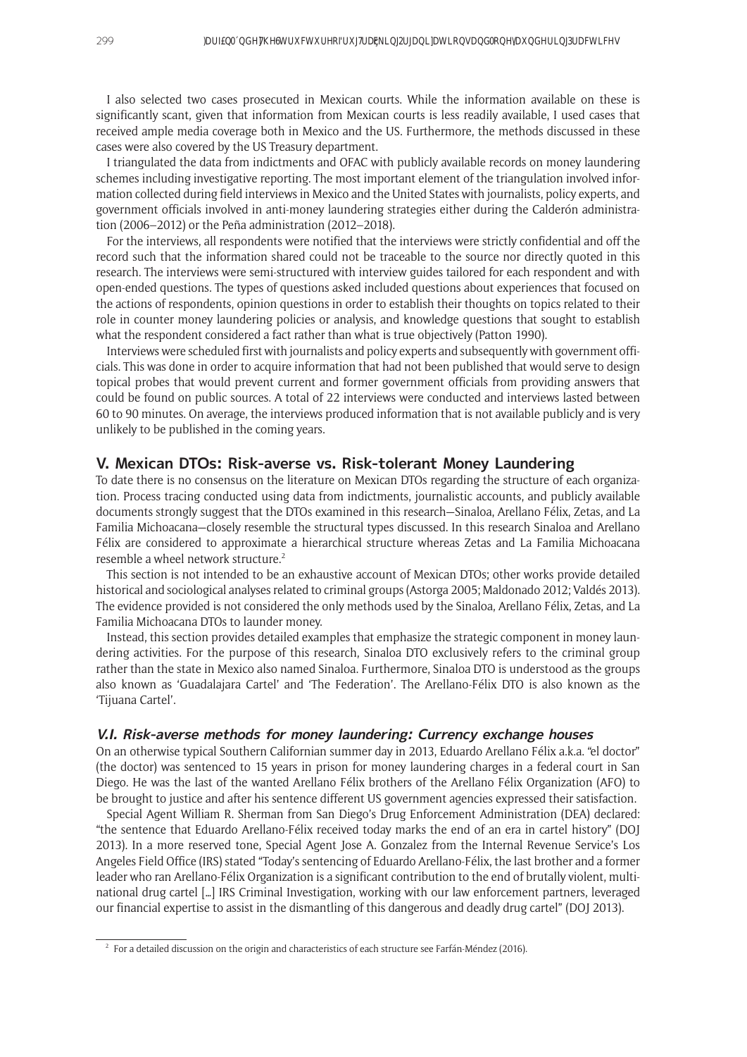I also selected two cases prosecuted in Mexican courts. While the information available on these is significantly scant, given that information from Mexican courts is less readily available, I used cases that received ample media coverage both in Mexico and the US. Furthermore, the methods discussed in these cases were also covered by the US Treasury department.

I triangulated the data from indictments and OFAC with publicly available records on money laundering schemes including investigative reporting. The most important element of the triangulation involved information collected during field interviews in Mexico and the United States with journalists, policy experts, and government officials involved in anti-money laundering strategies either during the Calderón administration (2006–2012) or the Peña administration (2012–2018).

For the interviews, all respondents were notified that the interviews were strictly confidential and off the record such that the information shared could not be traceable to the source nor directly quoted in this research. The interviews were semi-structured with interview guides tailored for each respondent and with open-ended questions. The types of questions asked included questions about experiences that focused on the actions of respondents, opinion questions in order to establish their thoughts on topics related to their role in counter money laundering policies or analysis, and knowledge questions that sought to establish what the respondent considered a fact rather than what is true objectively (Patton 1990).

Interviews were scheduled first with journalists and policy experts and subsequently with government officials. This was done in order to acquire information that had not been published that would serve to design topical probes that would prevent current and former government officials from providing answers that could be found on public sources. A total of 22 interviews were conducted and interviews lasted between 60 to 90 minutes. On average, the interviews produced information that is not available publicly and is very unlikely to be published in the coming years.

## V. Mexican DTOs: Risk-averse vs. Risk-tolerant Money Laundering

To date there is no consensus on the literature on Mexican DTOs regarding the structure of each organization. Process tracing conducted using data from indictments, journalistic accounts, and publicly available documents strongly suggest that the DTOs examined in this research—Sinaloa, Arellano Félix, Zetas, and La Familia Michoacana—closely resemble the structural types discussed. In this research Sinaloa and Arellano Félix are considered to approximate a hierarchical structure whereas Zetas and La Familia Michoacana resemble a wheel network structure.[2]

This section is not intended to be an exhaustive account of Mexican DTOs; other works provide detailed historical and sociological analyses related to criminal groups (Astorga 2005; Maldonado 2012; Valdés 2013). The evidence provided is not considered the only methods used by the Sinaloa, Arellano Félix, Zetas, and La Familia Michoacana DTOs to launder money.

Instead, this section provides detailed examples that emphasize the strategic component in money laundering activities. For the purpose of this research, Sinaloa DTO exclusively refers to the criminal group rather than the state in Mexico also named Sinaloa. Furthermore, Sinaloa DTO is understood as the groups also known as 'Guadalajara Cartel' and 'The Federation'. The Arellano-Félix DTO is also known as the 'Tijuana Cartel'.

### V.I. *Risk-averse methods for money laundering: Currency exchange houses*

On an otherwise typical Southern Californian summer day in 2013, Eduardo Arellano Félix a.k.a. "el doctor" (the doctor) was sentenced to 15 years in prison for money laundering charges in a federal court in San Diego. He was the last of the wanted Arellano Félix brothers of the Arellano Félix Organization (AFO) to be brought to justice and after his sentence different US government agencies expressed their satisfaction.

Special Agent William R. Sherman from San Diego's Drug Enforcement Administration (DEA) declared: "the sentence that Eduardo Arellano-Félix received today marks the end of an era in cartel history" (DOJ 2013). In a more reserved tone, Special Agent Jose A. Gonzalez from the Internal Revenue Service's Los Angeles Field Office (IRS) stated "Today's sentencing of Eduardo Arellano-Félix, the last brother and a former leader who ran Arellano-Félix Organization is a significant contribution to the end of brutally violent, multinational drug cartel [...] IRS Criminal Investigation, working with our law enforcement partners, leveraged our financial expertise to assist in the dismantling of this dangerous and deadly drug cartel" (DOJ 2013).

[2] For a detailed discussion on the origin and characteristics of each structure see Farfán-Méndez (2016).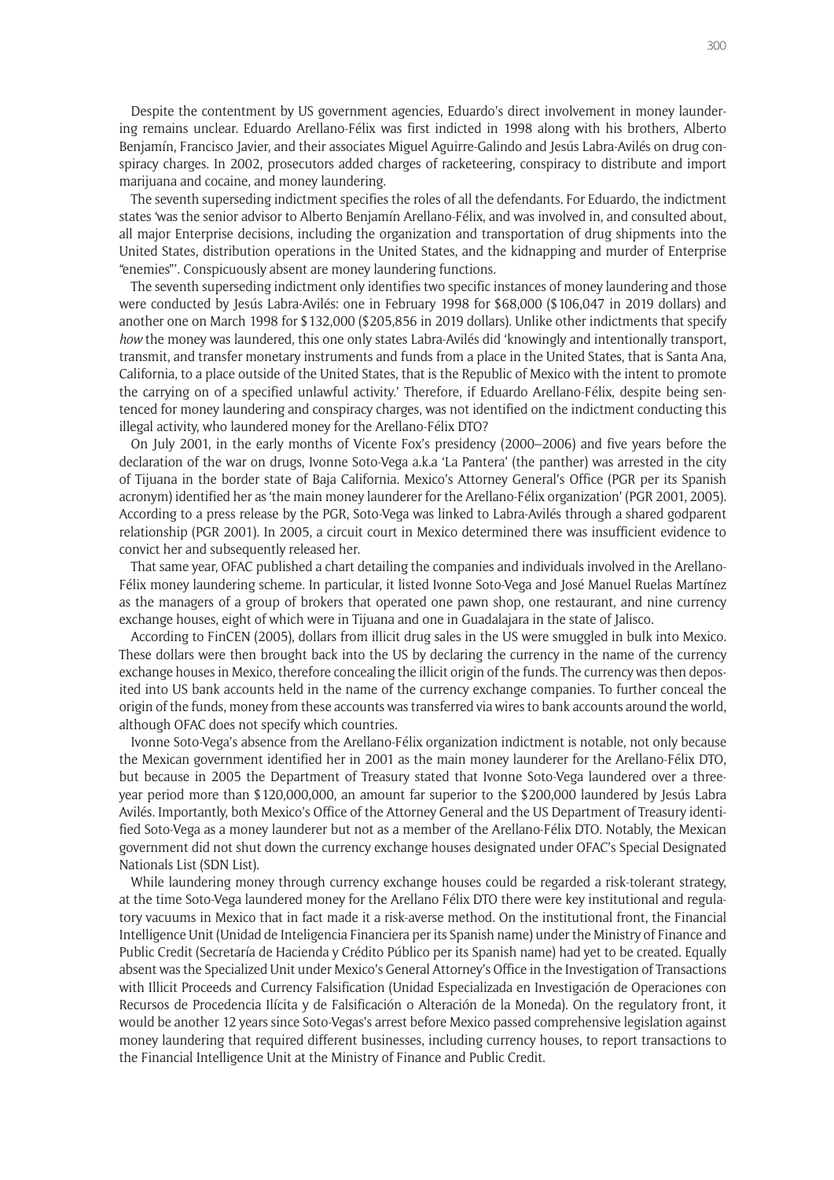Despite the contentment by US government agencies, Eduardo's direct involvement in money laundering remains unclear. Eduardo Arellano-Félix was first indicted in 1998 along with his brothers, Alberto Benjamín, Francisco Javier, and their associates Miguel Aguirre-Galindo and Jesús Labra-Avilés on drug conspiracy charges. In 2002, prosecutors added charges of racketeering, conspiracy to distribute and import marijuana and cocaine, and money laundering.

The seventh superseding indictment specifies the roles of all the defendants. For Eduardo, the indictment states 'was the senior advisor to Alberto Benjamín Arellano-Félix, and was involved in, and consulted about, all major Enterprise decisions, including the organization and transportation of drug shipments into the United States, distribution operations in the United States, and the kidnapping and murder of Enterprise "enemies"'. Conspicuously absent are money laundering functions.

The seventh superseding indictment only identifies two specific instances of money laundering and those were conducted by Jesús Labra-Avilés: one in February 1998 for $68,000 ($106,047 in 2019 dollars) and another one on March 1998 for $132,000 ($205,856 in 2019 dollars). Unlike other indictments that specify *how* the money was laundered, this one only states Labra-Avilés did 'knowingly and intentionally transport, transmit, and transfer monetary instruments and funds from a place in the United States, that is Santa Ana, California, to a place outside of the United States, that is the Republic of Mexico with the intent to promote the carrying on of a specified unlawful activity.' Therefore, if Eduardo Arellano-Félix, despite being sentenced for money laundering and conspiracy charges, was not identified on the indictment conducting this illegal activity, who laundered money for the Arellano-Félix DTO?

On July 2001, in the early months of Vicente Fox's presidency (2000–2006) and five years before the declaration of the war on drugs, Ivonne Soto-Vega a.k.a 'La Pantera' (the panther) was arrested in the city of Tijuana in the border state of Baja California. Mexico's Attorney General's Office (PGR per its Spanish acronym) identified her as 'the main money launderer for the Arellano-Félix organization' (PGR 2001, 2005). According to a press release by the PGR, Soto-Vega was linked to Labra-Avilés through a shared godparent relationship (PGR 2001). In 2005, a circuit court in Mexico determined there was insufficient evidence to convict her and subsequently released her.

That same year, OFAC published a chart detailing the companies and individuals involved in the Arellano-Félix money laundering scheme. In particular, it listed Ivonne Soto-Vega and José Manuel Ruelas Martínez as the managers of a group of brokers that operated one pawn shop, one restaurant, and nine currency exchange houses, eight of which were in Tijuana and one in Guadalajara in the state of Jalisco.

According to FinCEN (2005), dollars from illicit drug sales in the US were smuggled in bulk into Mexico. These dollars were then brought back into the US by declaring the currency in the name of the currency exchange houses in Mexico, therefore concealing the illicit origin of the funds. The currency was then deposited into US bank accounts held in the name of the currency exchange companies. To further conceal the origin of the funds, money from these accounts was transferred via wires to bank accounts around the world, although OFAC does not specify which countries.

Ivonne Soto-Vega's absence from the Arellano-Félix organization indictment is notable, not only because the Mexican government identified her in 2001 as the main money launderer for the Arellano-Félix DTO, but because in 2005 the Department of Treasury stated that Ivonne Soto-Vega laundered over a three-year period more than $120,000,000, an amount far superior to the $200,000 laundered by Jesús Labra Avilés. Importantly, both Mexico's Office of the Attorney General and the US Department of Treasury identified Soto-Vega as a money launderer but not as a member of the Arellano-Félix DTO. Notably, the Mexican government did not shut down the currency exchange houses designated under OFAC's Special Designated Nationals List (SDN List).

While laundering money through currency exchange houses could be regarded a risk-tolerant strategy, at the time Soto-Vega laundered money for the Arellano Félix DTO there were key institutional and regulatory vacuums in Mexico that in fact made it a risk-averse method. On the institutional front, the Financial Intelligence Unit (Unidad de Inteligencia Financiera per its Spanish name) under the Ministry of Finance and Public Credit (Secretaría de Hacienda y Crédito Público per its Spanish name) had yet to be created. Equally absent was the Specialized Unit under Mexico's General Attorney's Office in the Investigation of Transactions with Illicit Proceeds and Currency Falsification (Unidad Especializada en Investigación de Operaciones con Recursos de Procedencia Ilícita y de Falsificación o Alteración de la Moneda). On the regulatory front, it would be another 12 years since Soto-Vegas's arrest before Mexico passed comprehensive legislation against money laundering that required different businesses, including currency houses, to report transactions to the Financial Intelligence Unit at the Ministry of Finance and Public Credit.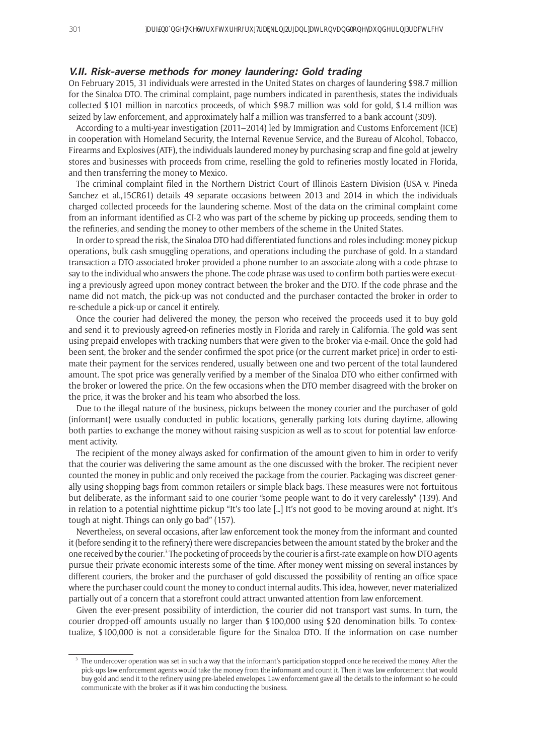### V.II. Risk-averse methods for money laundering: Gold trading

On February 2015, 31 individuals were arrested in the United States on charges of laundering $98.7 million for the Sinaloa DTO. The criminal complaint, page numbers indicated in parenthesis, states the individuals collected $101 million in narcotics proceeds, of which $98.7 million was sold for gold, $1.4 million was seized by law enforcement, and approximately half a million was transferred to a bank account (309).

According to a multi-year investigation (2011–2014) led by Immigration and Customs Enforcement (ICE) in cooperation with Homeland Security, the Internal Revenue Service, and the Bureau of Alcohol, Tobacco, Firearms and Explosives (ATF), the individuals laundered money by purchasing scrap and fine gold at jewelry stores and businesses with proceeds from crime, reselling the gold to refineries mostly located in Florida, and then transferring the money to Mexico.

The criminal complaint filed in the Northern District Court of Illinois Eastern Division (USA v. Pineda Sanchez et al.,15CR61) details 49 separate occasions between 2013 and 2014 in which the individuals charged collected proceeds for the laundering scheme. Most of the data on the criminal complaint come from an informant identified as CI-2 who was part of the scheme by picking up proceeds, sending them to the refineries, and sending the money to other members of the scheme in the United States.

In order to spread the risk, the Sinaloa DTO had differentiated functions and roles including: money pickup operations, bulk cash smuggling operations, and operations including the purchase of gold. In a standard transaction a DTO-associated broker provided a phone number to an associate along with a code phrase to say to the individual who answers the phone. The code phrase was used to confirm both parties were executing a previously agreed upon money contract between the broker and the DTO. If the code phrase and the name did not match, the pick-up was not conducted and the purchaser contacted the broker in order to re-schedule a pick-up or cancel it entirely.

Once the courier had delivered the money, the person who received the proceeds used it to buy gold and send it to previously agreed-on refineries mostly in Florida and rarely in California. The gold was sent using prepaid envelopes with tracking numbers that were given to the broker via e-mail. Once the gold had been sent, the broker and the sender confirmed the spot price (or the current market price) in order to estimate their payment for the services rendered, usually between one and two percent of the total laundered amount. The spot price was generally verified by a member of the Sinaloa DTO who either confirmed with the broker or lowered the price. On the few occasions when the DTO member disagreed with the broker on the price, it was the broker and his team who absorbed the loss.

Due to the illegal nature of the business, pickups between the money courier and the purchaser of gold (informant) were usually conducted in public locations, generally parking lots during daytime, allowing both parties to exchange the money without raising suspicion as well as to scout for potential law enforcement activity.

The recipient of the money always asked for confirmation of the amount given to him in order to verify that the courier was delivering the same amount as the one discussed with the broker. The recipient never counted the money in public and only received the package from the courier. Packaging was discreet generally using shopping bags from common retailers or simple black bags. These measures were not fortuitous but deliberate, as the informant said to one courier "some people want to do it very carelessly" (139). And in relation to a potential nighttime pickup "It's too late […] It's not good to be moving around at night. It's tough at night. Things can only go bad" (157).

Nevertheless, on several occasions, after law enforcement took the money from the informant and counted it (before sending it to the refinery) there were discrepancies between the amount stated by the broker and the one received by the courier.[3] The pocketing of proceeds by the courier is a first-rate example on how DTO agents pursue their private economic interests some of the time. After money went missing on several instances by different couriers, the broker and the purchaser of gold discussed the possibility of renting an office space where the purchaser could count the money to conduct internal audits. This idea, however, never materialized partially out of a concern that a storefront could attract unwanted attention from law enforcement.

Given the ever-present possibility of interdiction, the courier did not transport vast sums. In turn, the courier dropped-off amounts usually no larger than $100,000 using $20 denomination bills. To contextualize, $100,000 is not a considerable figure for the Sinaloa DTO. If the information on case number

---

[3] The undercover operation was set in such a way that the informant's participation stopped once he received the money. After the pick-ups law enforcement agents would take the money from the informant and count it. Then it was law enforcement that would buy gold and send it to the refinery using pre-labeled envelopes. Law enforcement gave all the details to the informant so he could communicate with the broker as if it was him conducting the business.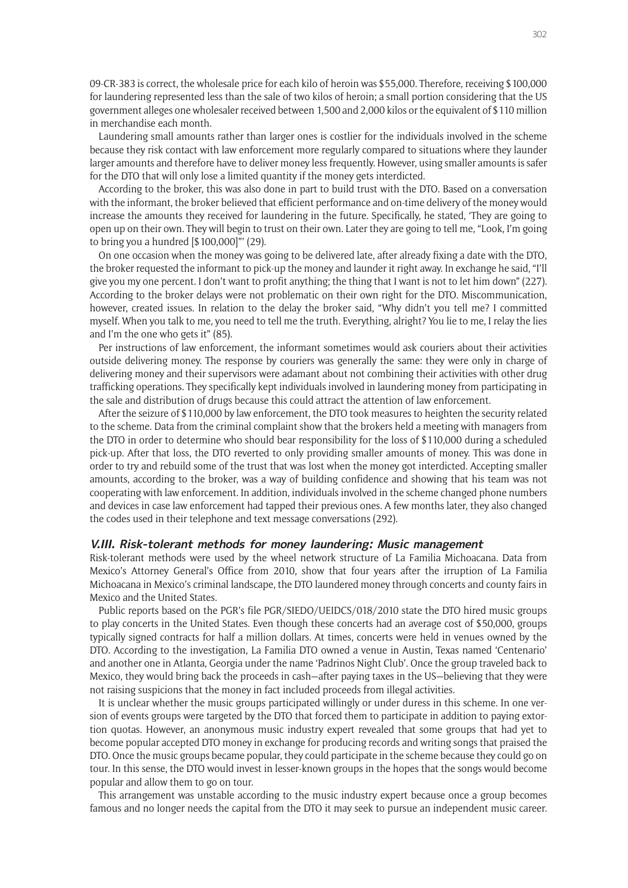09-CR-383 is correct, the wholesale price for each kilo of heroin was $55,000. Therefore, receiving $100,000 for laundering represented less than the sale of two kilos of heroin; a small portion considering that the US government alleges one wholesaler received between 1,500 and 2,000 kilos or the equivalent of $110 million in merchandise each month.

Laundering small amounts rather than larger ones is costlier for the individuals involved in the scheme because they risk contact with law enforcement more regularly compared to situations where they launder larger amounts and therefore have to deliver money less frequently. However, using smaller amounts is safer for the DTO that will only lose a limited quantity if the money gets interdicted.

According to the broker, this was also done in part to build trust with the DTO. Based on a conversation with the informant, the broker believed that efficient performance and on-time delivery of the money would increase the amounts they received for laundering in the future. Specifically, he stated, 'They are going to open up on their own. They will begin to trust on their own. Later they are going to tell me, "Look, I'm going to bring you a hundred [$100,000]"' (29).

On one occasion when the money was going to be delivered late, after already fixing a date with the DTO, the broker requested the informant to pick-up the money and launder it right away. In exchange he said, "I'll give you my one percent. I don't want to profit anything; the thing that I want is not to let him down" (227). According to the broker delays were not problematic on their own right for the DTO. Miscommunication, however, created issues. In relation to the delay the broker said, "Why didn't you tell me? I committed myself. When you talk to me, you need to tell me the truth. Everything, alright? You lie to me, I relay the lies and I'm the one who gets it" (85).

Per instructions of law enforcement, the informant sometimes would ask couriers about their activities outside delivering money. The response by couriers was generally the same: they were only in charge of delivering money and their supervisors were adamant about not combining their activities with other drug trafficking operations. They specifically kept individuals involved in laundering money from participating in the sale and distribution of drugs because this could attract the attention of law enforcement.

After the seizure of $110,000 by law enforcement, the DTO took measures to heighten the security related to the scheme. Data from the criminal complaint show that the brokers held a meeting with managers from the DTO in order to determine who should bear responsibility for the loss of $110,000 during a scheduled pick-up. After that loss, the DTO reverted to only providing smaller amounts of money. This was done in order to try and rebuild some of the trust that was lost when the money got interdicted. Accepting smaller amounts, according to the broker, was a way of building confidence and showing that his team was not cooperating with law enforcement. In addition, individuals involved in the scheme changed phone numbers and devices in case law enforcement had tapped their previous ones. A few months later, they also changed the codes used in their telephone and text message conversations (292).

### V.III. Risk-tolerant methods for money laundering: Music management

Risk-tolerant methods were used by the wheel network structure of La Familia Michoacana. Data from Mexico's Attorney General's Office from 2010, show that four years after the irruption of La Familia Michoacana in Mexico's criminal landscape, the DTO laundered money through concerts and county fairs in Mexico and the United States.

Public reports based on the PGR's file PGR/SIEDO/UEIDCS/018/2010 state the DTO hired music groups to play concerts in the United States. Even though these concerts had an average cost of $50,000, groups typically signed contracts for half a million dollars. At times, concerts were held in venues owned by the DTO. According to the investigation, La Familia DTO owned a venue in Austin, Texas named 'Centenario' and another one in Atlanta, Georgia under the name 'Padrinos Night Club'. Once the group traveled back to Mexico, they would bring back the proceeds in cash—after paying taxes in the US—believing that they were not raising suspicions that the money in fact included proceeds from illegal activities.

It is unclear whether the music groups participated willingly or under duress in this scheme. In one version of events groups were targeted by the DTO that forced them to participate in addition to paying extortion quotas. However, an anonymous music industry expert revealed that some groups that had yet to become popular accepted DTO money in exchange for producing records and writing songs that praised the DTO. Once the music groups became popular, they could participate in the scheme because they could go on tour. In this sense, the DTO would invest in lesser-known groups in the hopes that the songs would become popular and allow them to go on tour.

This arrangement was unstable according to the music industry expert because once a group becomes famous and no longer needs the capital from the DTO it may seek to pursue an independent music career.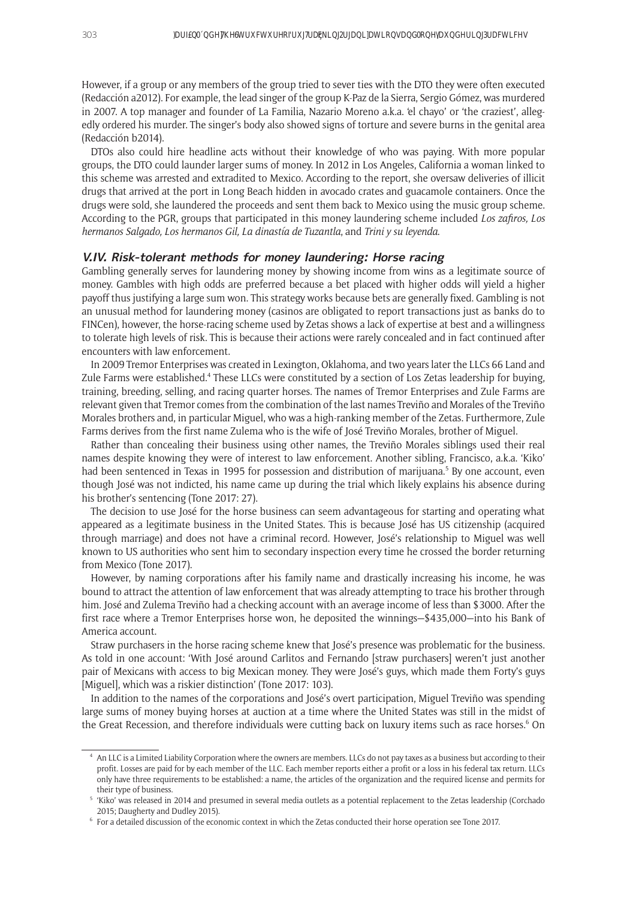However, if a group or any members of the group tried to sever ties with the DTO they were often executed (Redacción a2012). For example, the lead singer of the group K-Paz de la Sierra, Sergio Gómez, was murdered in 2007. A top manager and founder of La Familia, Nazario Moreno a.k.a. 'el chayo' or 'the craziest', allegedly ordered his murder. The singer's body also showed signs of torture and severe burns in the genital area (Redacción b2014).

DTOs also could hire headline acts without their knowledge of who was paying. With more popular groups, the DTO could launder larger sums of money. In 2012 in Los Angeles, California a woman linked to this scheme was arrested and extradited to Mexico. According to the report, she oversaw deliveries of illicit drugs that arrived at the port in Long Beach hidden in avocado crates and guacamole containers. Once the drugs were sold, she laundered the proceeds and sent them back to Mexico using the music group scheme. According to the PGR, groups that participated in this money laundering scheme included *Los zafiros, Los hermanos Salgado, Los hermanos Gil, La dinastía de Tuzantla*, and *Trini y su leyenda*.

### V.IV. Risk-tolerant methods for money laundering: Horse racing

Gambling generally serves for laundering money by showing income from wins as a legitimate source of money. Gambles with high odds are preferred because a bet placed with higher odds will yield a higher payoff thus justifying a large sum won. This strategy works because bets are generally fixed. Gambling is not an unusual method for laundering money (casinos are obligated to report transactions just as banks do to FINCen), however, the horse-racing scheme used by Zetas shows a lack of expertise at best and a willingness to tolerate high levels of risk. This is because their actions were rarely concealed and in fact continued after encounters with law enforcement.

In 2009 Tremor Enterprises was created in Lexington, Oklahoma, and two years later the LLCs 66 Land and Zule Farms were established.[4] These LLCs were constituted by a section of Los Zetas leadership for buying, training, breeding, selling, and racing quarter horses. The names of Tremor Enterprises and Zule Farms are relevant given that Tremor comes from the combination of the last names Treviño and Morales of the Treviño Morales brothers and, in particular Miguel, who was a high-ranking member of the Zetas. Furthermore, Zule Farms derives from the first name Zulema who is the wife of José Treviño Morales, brother of Miguel.

Rather than concealing their business using other names, the Treviño Morales siblings used their real names despite knowing they were of interest to law enforcement. Another sibling, Francisco, a.k.a. 'Kiko' had been sentenced in Texas in 1995 for possession and distribution of marijuana.[5] By one account, even though José was not indicted, his name came up during the trial which likely explains his absence during his brother's sentencing (Tone 2017: 27).

The decision to use José for the horse business can seem advantageous for starting and operating what appeared as a legitimate business in the United States. This is because José has US citizenship (acquired through marriage) and does not have a criminal record. However, José's relationship to Miguel was well known to US authorities who sent him to secondary inspection every time he crossed the border returning from Mexico (Tone 2017).

However, by naming corporations after his family name and drastically increasing his income, he was bound to attract the attention of law enforcement that was already attempting to trace his brother through him. José and Zulema Treviño had a checking account with an average income of less than $3000. After the first race where a Tremor Enterprises horse won, he deposited the winnings—$435,000—into his Bank of America account.

Straw purchasers in the horse racing scheme knew that José's presence was problematic for the business. As told in one account: 'With José around Carlitos and Fernando [straw purchasers] weren't just another pair of Mexicans with access to big Mexican money. They were José's guys, which made them Forty's guys [Miguel], which was a riskier distinction' (Tone 2017: 103).

In addition to the names of the corporations and José's overt participation, Miguel Treviño was spending large sums of money buying horses at auction at a time where the United States was still in the midst of the Great Recession, and therefore individuals were cutting back on luxury items such as race horses.[6] On

---

[4] An LLC is a Limited Liability Corporation where the owners are members. LLCs do not pay taxes as a business but according to their profit. Losses are paid for by each member of the LLC. Each member reports either a profit or a loss in his federal tax return. LLCs only have three requirements to be established: a name, the articles of the organization and the required license and permits for their type of business.

[5] 'Kiko' was released in 2014 and presumed in several media outlets as a potential replacement to the Zetas leadership (Corchado 2015; Daugherty and Dudley 2015).

[6] For a detailed discussion of the economic context in which the Zetas conducted their horse operation see Tone 2017.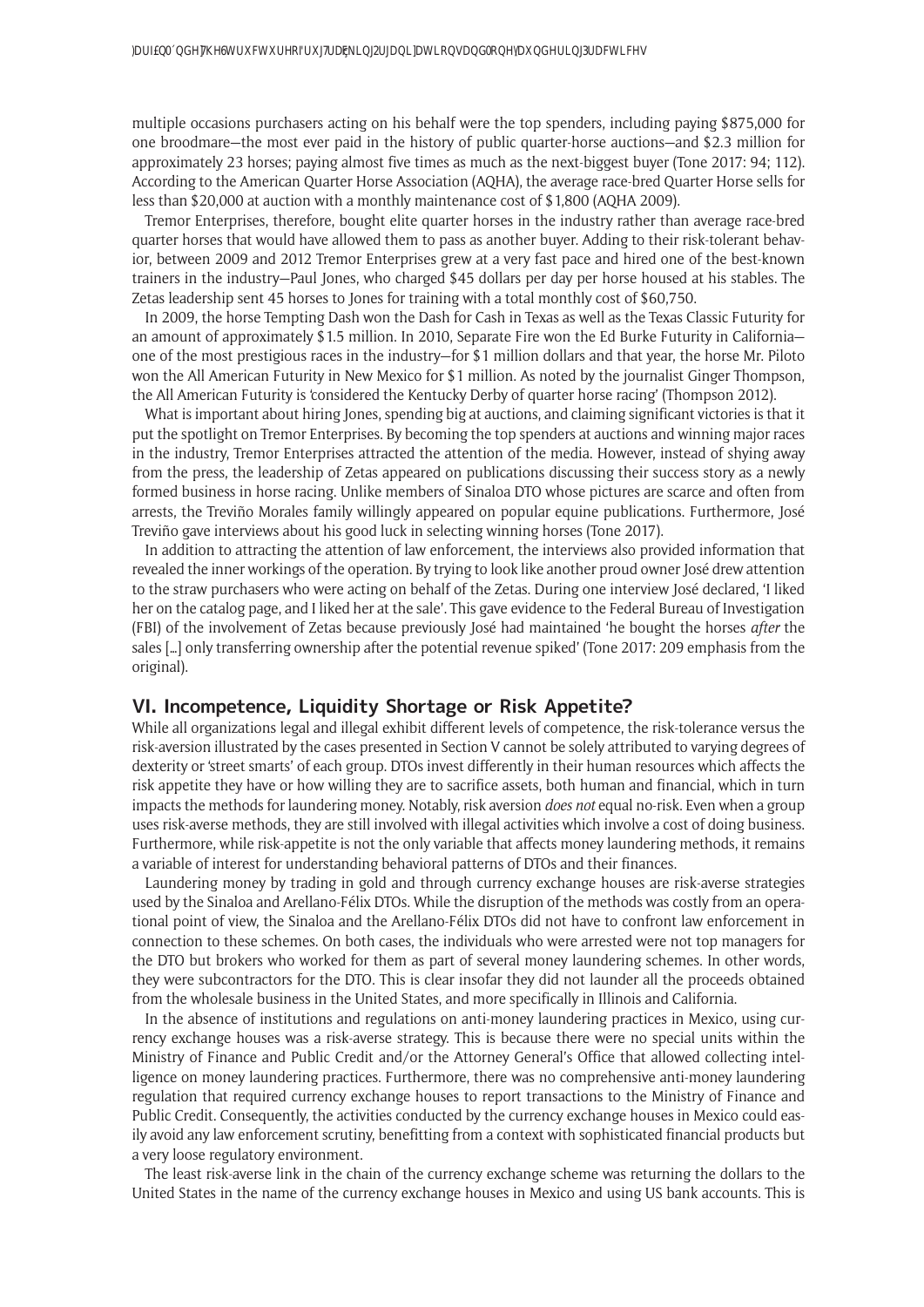multiple occasions purchasers acting on his behalf were the top spenders, including paying $875,000 for one broodmare—the most ever paid in the history of public quarter-horse auctions—and $2.3 million for approximately 23 horses; paying almost five times as much as the next-biggest buyer (Tone 2017: 94; 112). According to the American Quarter Horse Association (AQHA), the average race-bred Quarter Horse sells for less than $20,000 at auction with a monthly maintenance cost of $1,800 (AQHA 2009).

Tremor Enterprises, therefore, bought elite quarter horses in the industry rather than average race-bred quarter horses that would have allowed them to pass as another buyer. Adding to their risk-tolerant behavior, between 2009 and 2012 Tremor Enterprises grew at a very fast pace and hired one of the best-known trainers in the industry—Paul Jones, who charged $45 dollars per day per horse housed at his stables. The Zetas leadership sent 45 horses to Jones for training with a total monthly cost of $60,750.

In 2009, the horse Tempting Dash won the Dash for Cash in Texas as well as the Texas Classic Futurity for an amount of approximately $1.5 million. In 2010, Separate Fire won the Ed Burke Futurity in California—one of the most prestigious races in the industry—for $1 million dollars and that year, the horse Mr. Piloto won the All American Futurity in New Mexico for $1 million. As noted by the journalist Ginger Thompson, the All American Futurity is 'considered the Kentucky Derby of quarter horse racing' (Thompson 2012).

What is important about hiring Jones, spending big at auctions, and claiming significant victories is that it put the spotlight on Tremor Enterprises. By becoming the top spenders at auctions and winning major races in the industry, Tremor Enterprises attracted the attention of the media. However, instead of shying away from the press, the leadership of Zetas appeared on publications discussing their success story as a newly formed business in horse racing. Unlike members of Sinaloa DTO whose pictures are scarce and often from arrests, the Treviño Morales family willingly appeared on popular equine publications. Furthermore, José Treviño gave interviews about his good luck in selecting winning horses (Tone 2017).

In addition to attracting the attention of law enforcement, the interviews also provided information that revealed the inner workings of the operation. By trying to look like another proud owner José drew attention to the straw purchasers who were acting on behalf of the Zetas. During one interview José declared, 'I liked her on the catalog page, and I liked her at the sale'. This gave evidence to the Federal Bureau of Investigation (FBI) of the involvement of Zetas because previously José had maintained 'he bought the horses *after* the sales [...] only transferring ownership after the potential revenue spiked' (Tone 2017: 209 emphasis from the original).

## VI. Incompetence, Liquidity Shortage or Risk Appetite?

While all organizations legal and illegal exhibit different levels of competence, the risk-tolerance versus the risk-aversion illustrated by the cases presented in Section V cannot be solely attributed to varying degrees of dexterity or 'street smarts' of each group. DTOs invest differently in their human resources which affects the risk appetite they have or how willing they are to sacrifice assets, both human and financial, which in turn impacts the methods for laundering money. Notably, risk aversion *does not* equal no-risk. Even when a group uses risk-averse methods, they are still involved with illegal activities which involve a cost of doing business. Furthermore, while risk-appetite is not the only variable that affects money laundering methods, it remains a variable of interest for understanding behavioral patterns of DTOs and their finances.

Laundering money by trading in gold and through currency exchange houses are risk-averse strategies used by the Sinaloa and Arellano-Félix DTOs. While the disruption of the methods was costly from an operational point of view, the Sinaloa and the Arellano-Félix DTOs did not have to confront law enforcement in connection to these schemes. On both cases, the individuals who were arrested were not top managers for the DTO but brokers who worked for them as part of several money laundering schemes. In other words, they were subcontractors for the DTO. This is clear insofar they did not launder all the proceeds obtained from the wholesale business in the United States, and more specifically in Illinois and California.

In the absence of institutions and regulations on anti-money laundering practices in Mexico, using currency exchange houses was a risk-averse strategy. This is because there were no special units within the Ministry of Finance and Public Credit and/or the Attorney General's Office that allowed collecting intelligence on money laundering practices. Furthermore, there was no comprehensive anti-money laundering regulation that required currency exchange houses to report transactions to the Ministry of Finance and Public Credit. Consequently, the activities conducted by the currency exchange houses in Mexico could easily avoid any law enforcement scrutiny, benefitting from a context with sophisticated financial products but a very loose regulatory environment.

The least risk-averse link in the chain of the currency exchange scheme was returning the dollars to the United States in the name of the currency exchange houses in Mexico and using US bank accounts. This is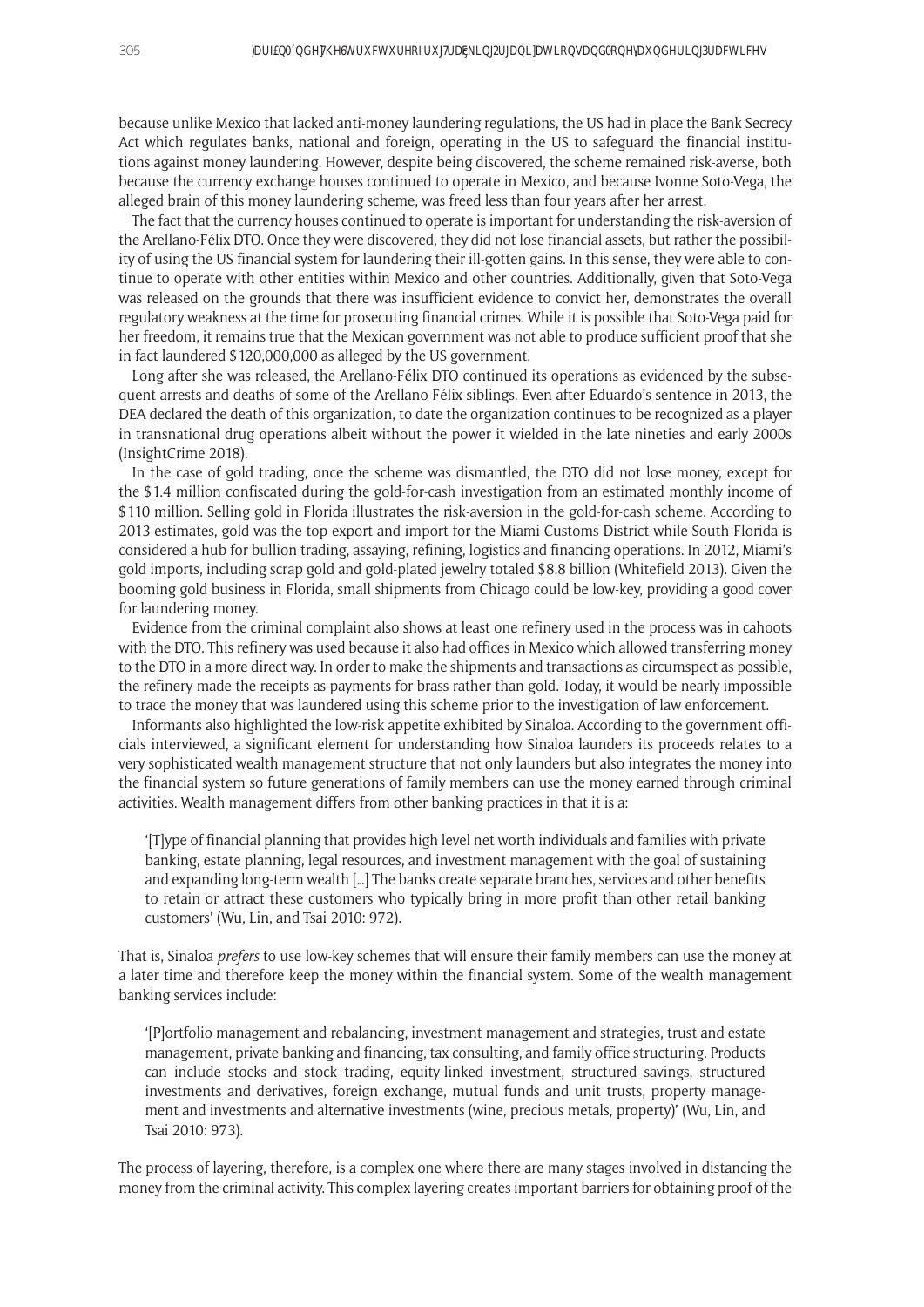because unlike Mexico that lacked anti-money laundering regulations, the US had in place the Bank Secrecy Act which regulates banks, national and foreign, operating in the US to safeguard the financial institutions against money laundering. However, despite being discovered, the scheme remained risk-averse, both because the currency exchange houses continued to operate in Mexico, and because Ivonne Soto-Vega, the alleged brain of this money laundering scheme, was freed less than four years after her arrest.

The fact that the currency houses continued to operate is important for understanding the risk-aversion of the Arellano-Félix DTO. Once they were discovered, they did not lose financial assets, but rather the possibility of using the US financial system for laundering their ill-gotten gains. In this sense, they were able to continue to operate with other entities within Mexico and other countries. Additionally, given that Soto-Vega was released on the grounds that there was insufficient evidence to convict her, demonstrates the overall regulatory weakness at the time for prosecuting financial crimes. While it is possible that Soto-Vega paid for her freedom, it remains true that the Mexican government was not able to produce sufficient proof that she in fact laundered $120,000,000 as alleged by the US government.

Long after she was released, the Arellano-Félix DTO continued its operations as evidenced by the subsequent arrests and deaths of some of the Arellano-Félix siblings. Even after Eduardo's sentence in 2013, the DEA declared the death of this organization, to date the organization continues to be recognized as a player in transnational drug operations albeit without the power it wielded in the late nineties and early 2000s (InsightCrime 2018).

In the case of gold trading, once the scheme was dismantled, the DTO did not lose money, except for the $1.4 million confiscated during the gold-for-cash investigation from an estimated monthly income of $110 million. Selling gold in Florida illustrates the risk-aversion in the gold-for-cash scheme. According to 2013 estimates, gold was the top export and import for the Miami Customs District while South Florida is considered a hub for bullion trading, assaying, refining, logistics and financing operations. In 2012, Miami's gold imports, including scrap gold and gold-plated jewelry totaled $8.8 billion (Whitefield 2013). Given the booming gold business in Florida, small shipments from Chicago could be low-key, providing a good cover for laundering money.

Evidence from the criminal complaint also shows at least one refinery used in the process was in cahoots with the DTO. This refinery was used because it also had offices in Mexico which allowed transferring money to the DTO in a more direct way. In order to make the shipments and transactions as circumspect as possible, the refinery made the receipts as payments for brass rather than gold. Today, it would be nearly impossible to trace the money that was laundered using this scheme prior to the investigation of law enforcement.

Informants also highlighted the low-risk appetite exhibited by Sinaloa. According to the government officials interviewed, a significant element for understanding how Sinaloa launders its proceeds relates to a very sophisticated wealth management structure that not only launders but also integrates the money into the financial system so future generations of family members can use the money earned through criminal activities. Wealth management differs from other banking practices in that it is a:

> '[T]ype of financial planning that provides high level net worth individuals and families with private banking, estate planning, legal resources, and investment management with the goal of sustaining and expanding long-term wealth [...] The banks create separate branches, services and other benefits to retain or attract these customers who typically bring in more profit than other retail banking customers' (Wu, Lin, and Tsai 2010: 972).

That is, Sinaloa *prefers* to use low-key schemes that will ensure their family members can use the money at a later time and therefore keep the money within the financial system. Some of the wealth management banking services include:

> '[P]ortfolio management and rebalancing, investment management and strategies, trust and estate management, private banking and financing, tax consulting, and family office structuring. Products can include stocks and stock trading, equity-linked investment, structured savings, structured investments and derivatives, foreign exchange, mutual funds and unit trusts, property management and investments and alternative investments (wine, precious metals, property)' (Wu, Lin, and Tsai 2010: 973).

The process of layering, therefore, is a complex one where there are many stages involved in distancing the money from the criminal activity. This complex layering creates important barriers for obtaining proof of the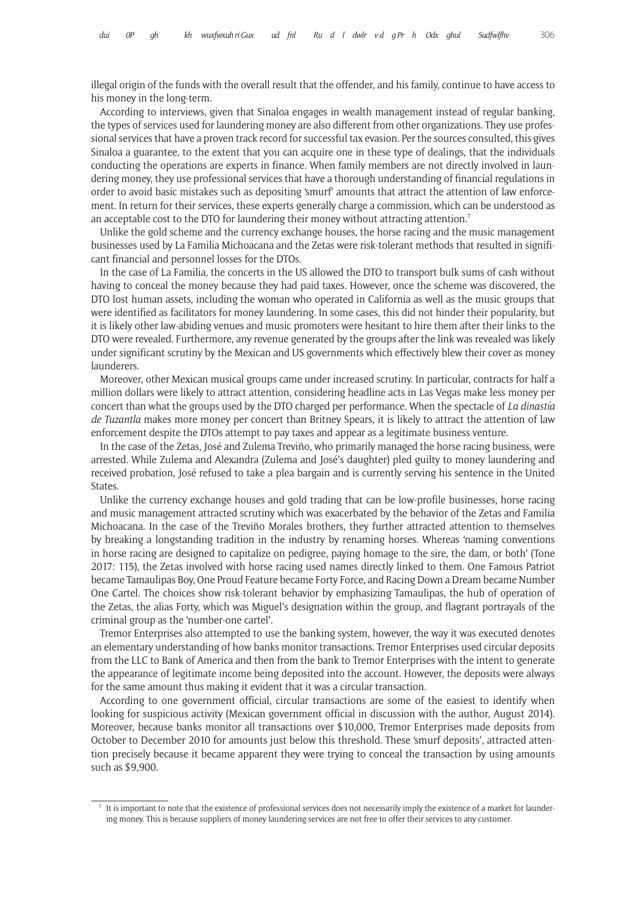illegal origin of the funds with the overall result that the offender, and his family, continue to have access to his money in the long-term.

According to interviews, given that Sinaloa engages in wealth management instead of regular banking, the types of services used for laundering money are also different from other organizations. They use professional services that have a proven track record for successful tax evasion. Per the sources consulted, this gives Sinaloa a guarantee, to the extent that you can acquire one in these type of dealings, that the individuals conducting the operations are experts in finance. When family members are not directly involved in laundering money, they use professional services that have a thorough understanding of financial regulations in order to avoid basic mistakes such as depositing 'smurf' amounts that attract the attention of law enforcement. In return for their services, these experts generally charge a commission, which can be understood as an acceptable cost to the DTO for laundering their money without attracting attention.[7]

Unlike the gold scheme and the currency exchange houses, the horse racing and the music management businesses used by La Familia Michoacana and the Zetas were risk-tolerant methods that resulted in significant financial and personnel losses for the DTOs.

In the case of La Familia, the concerts in the US allowed the DTO to transport bulk sums of cash without having to conceal the money because they had paid taxes. However, once the scheme was discovered, the DTO lost human assets, including the woman who operated in California as well as the music groups that were identified as facilitators for money laundering. In some cases, this did not hinder their popularity, but it is likely other law-abiding venues and music promoters were hesitant to hire them after their links to the DTO were revealed. Furthermore, any revenue generated by the groups after the link was revealed was likely under significant scrutiny by the Mexican and US governments which effectively blew their cover as money launderers.

Moreover, other Mexican musical groups came under increased scrutiny. In particular, contracts for half a million dollars were likely to attract attention, considering headline acts in Las Vegas make less money per concert than what the groups used by the DTO charged per performance. When the spectacle of *La dinastía de Tuzantla* makes more money per concert than Britney Spears, it is likely to attract the attention of law enforcement despite the DTOs attempt to pay taxes and appear as a legitimate business venture.

In the case of the Zetas, José and Zulema Treviño, who primarily managed the horse racing business, were arrested. While Zulema and Alexandra (Zulema and José's daughter) pled guilty to money laundering and received probation, José refused to take a plea bargain and is currently serving his sentence in the United States.

Unlike the currency exchange houses and gold trading that can be low-profile businesses, horse racing and music management attracted scrutiny which was exacerbated by the behavior of the Zetas and Familia Michoacana. In the case of the Treviño Morales brothers, they further attracted attention to themselves by breaking a longstanding tradition in the industry by renaming horses. Whereas 'naming conventions in horse racing are designed to capitalize on pedigree, paying homage to the sire, the dam, or both' (Tone 2017: 115), the Zetas involved with horse racing used names directly linked to them. One Famous Patriot became Tamaulipas Boy, One Proud Feature became Forty Force, and Racing Down a Dream became Number One Cartel. The choices show risk-tolerant behavior by emphasizing Tamaulipas, the hub of operation of the Zetas, the alias Forty, which was Miguel's designation within the group, and flagrant portrayals of the criminal group as the 'number-one cartel'.

Tremor Enterprises also attempted to use the banking system, however, the way it was executed denotes an elementary understanding of how banks monitor transactions. Tremor Enterprises used circular deposits from the LLC to Bank of America and then from the bank to Tremor Enterprises with the intent to generate the appearance of legitimate income being deposited into the account. However, the deposits were always for the same amount thus making it evident that it was a circular transaction.

According to one government official, circular transactions are some of the easiest to identify when looking for suspicious activity (Mexican government official in discussion with the author, August 2014). Moreover, because banks monitor all transactions over $10,000, Tremor Enterprises made deposits from October to December 2010 for amounts just below this threshold. These 'smurf deposits', attracted attention precisely because it became apparent they were trying to conceal the transaction by using amounts such as $9,900.

---

[7] It is important to note that the existence of professional services does not necessarily imply the existence of a market for laundering money. This is because suppliers of money laundering services are not free to offer their services to any customer.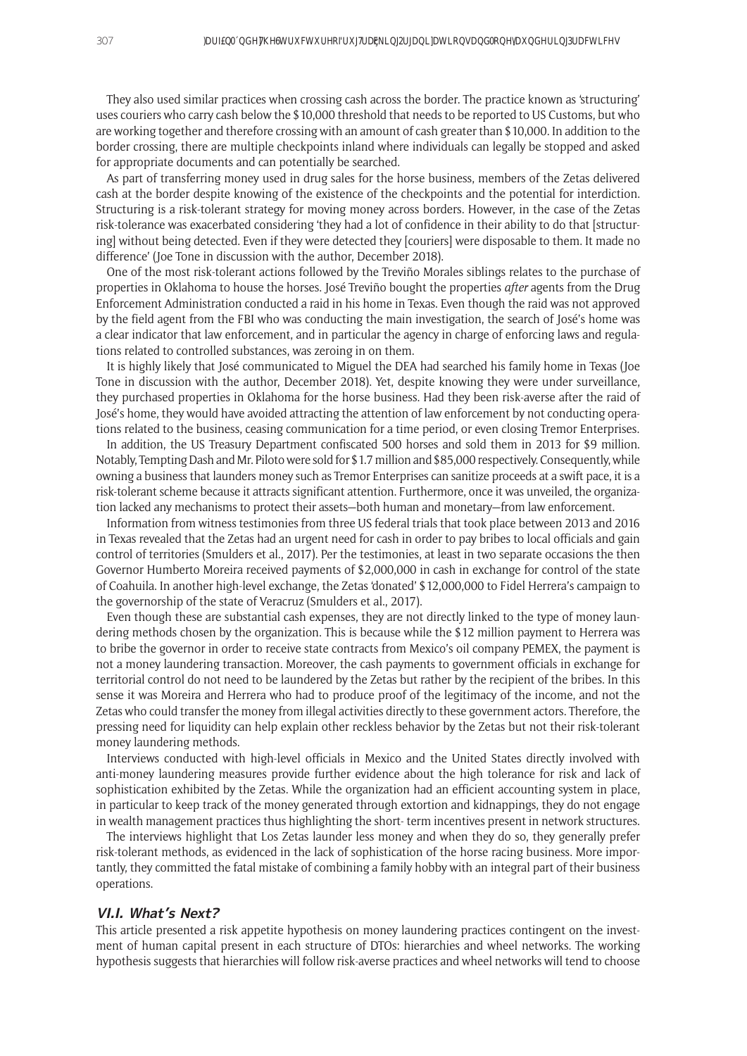They also used similar practices when crossing cash across the border. The practice known as 'structuring' uses couriers who carry cash below the $10,000 threshold that needs to be reported to US Customs, but who are working together and therefore crossing with an amount of cash greater than $10,000. In addition to the border crossing, there are multiple checkpoints inland where individuals can legally be stopped and asked for appropriate documents and can potentially be searched.

As part of transferring money used in drug sales for the horse business, members of the Zetas delivered cash at the border despite knowing of the existence of the checkpoints and the potential for interdiction. Structuring is a risk-tolerant strategy for moving money across borders. However, in the case of the Zetas risk-tolerance was exacerbated considering 'they had a lot of confidence in their ability to do that [structuring] without being detected. Even if they were detected they [couriers] were disposable to them. It made no difference' (Joe Tone in discussion with the author, December 2018).

One of the most risk-tolerant actions followed by the Treviño Morales siblings relates to the purchase of properties in Oklahoma to house the horses. José Treviño bought the properties *after* agents from the Drug Enforcement Administration conducted a raid in his home in Texas. Even though the raid was not approved by the field agent from the FBI who was conducting the main investigation, the search of José's home was a clear indicator that law enforcement, and in particular the agency in charge of enforcing laws and regulations related to controlled substances, was zeroing in on them.

It is highly likely that José communicated to Miguel the DEA had searched his family home in Texas (Joe Tone in discussion with the author, December 2018). Yet, despite knowing they were under surveillance, they purchased properties in Oklahoma for the horse business. Had they been risk-averse after the raid of José's home, they would have avoided attracting the attention of law enforcement by not conducting operations related to the business, ceasing communication for a time period, or even closing Tremor Enterprises.

In addition, the US Treasury Department confiscated 500 horses and sold them in 2013 for $9 million. Notably, Tempting Dash and Mr. Piloto were sold for $1.7 million and $85,000 respectively. Consequently, while owning a business that launders money such as Tremor Enterprises can sanitize proceeds at a swift pace, it is a risk-tolerant scheme because it attracts significant attention. Furthermore, once it was unveiled, the organization lacked any mechanisms to protect their assets—both human and monetary—from law enforcement.

Information from witness testimonies from three US federal trials that took place between 2013 and 2016 in Texas revealed that the Zetas had an urgent need for cash in order to pay bribes to local officials and gain control of territories (Smulders et al., 2017). Per the testimonies, at least in two separate occasions the then Governor Humberto Moreira received payments of $2,000,000 in cash in exchange for control of the state of Coahuila. In another high-level exchange, the Zetas 'donated' $12,000,000 to Fidel Herrera's campaign to the governorship of the state of Veracruz (Smulders et al., 2017).

Even though these are substantial cash expenses, they are not directly linked to the type of money laundering methods chosen by the organization. This is because while the $12 million payment to Herrera was to bribe the governor in order to receive state contracts from Mexico's oil company PEMEX, the payment is not a money laundering transaction. Moreover, the cash payments to government officials in exchange for territorial control do not need to be laundered by the Zetas but rather by the recipient of the bribes. In this sense it was Moreira and Herrera who had to produce proof of the legitimacy of the income, and not the Zetas who could transfer the money from illegal activities directly to these government actors. Therefore, the pressing need for liquidity can help explain other reckless behavior by the Zetas but not their risk-tolerant money laundering methods.

Interviews conducted with high-level officials in Mexico and the United States directly involved with anti-money laundering measures provide further evidence about the high tolerance for risk and lack of sophistication exhibited by the Zetas. While the organization had an efficient accounting system in place, in particular to keep track of the money generated through extortion and kidnappings, they do not engage in wealth management practices thus highlighting the short- term incentives present in network structures.

The interviews highlight that Los Zetas launder less money and when they do so, they generally prefer risk-tolerant methods, as evidenced in the lack of sophistication of the horse racing business. More importantly, they committed the fatal mistake of combining a family hobby with an integral part of their business operations.

### VI.I. What's Next?

This article presented a risk appetite hypothesis on money laundering practices contingent on the investment of human capital present in each structure of DTOs: hierarchies and wheel networks. The working hypothesis suggests that hierarchies will follow risk-averse practices and wheel networks will tend to choose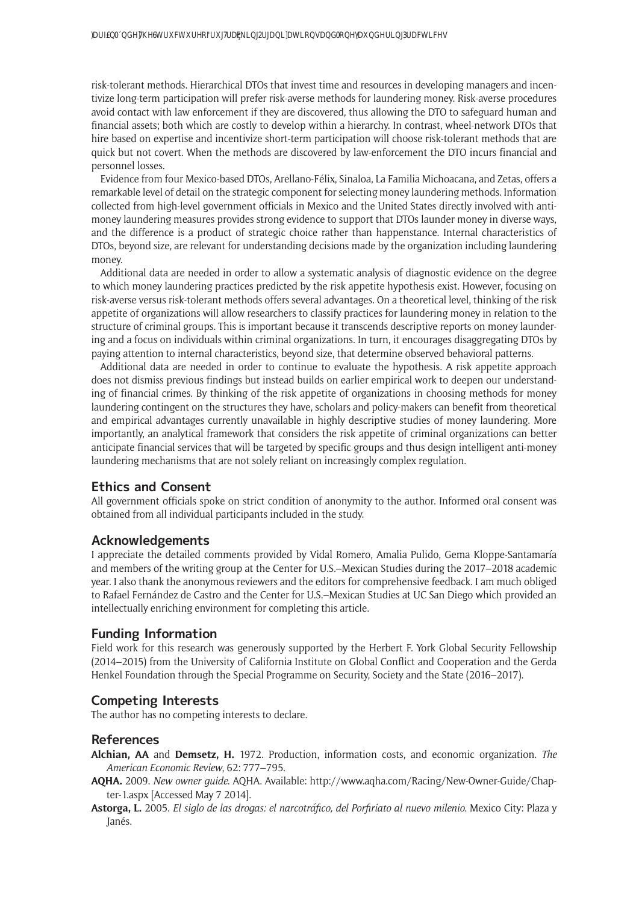risk-tolerant methods. Hierarchical DTOs that invest time and resources in developing managers and incentivize long-term participation will prefer risk-averse methods for laundering money. Risk-averse procedures avoid contact with law enforcement if they are discovered, thus allowing the DTO to safeguard human and financial assets; both which are costly to develop within a hierarchy. In contrast, wheel-network DTOs that hire based on expertise and incentivize short-term participation will choose risk-tolerant methods that are quick but not covert. When the methods are discovered by law-enforcement the DTO incurs financial and personnel losses.

Evidence from four Mexico-based DTOs, Arellano-Félix, Sinaloa, La Familia Michoacana, and Zetas, offers a remarkable level of detail on the strategic component for selecting money laundering methods. Information collected from high-level government officials in Mexico and the United States directly involved with anti-money laundering measures provides strong evidence to support that DTOs launder money in diverse ways, and the difference is a product of strategic choice rather than happenstance. Internal characteristics of DTOs, beyond size, are relevant for understanding decisions made by the organization including laundering money.

Additional data are needed in order to allow a systematic analysis of diagnostic evidence on the degree to which money laundering practices predicted by the risk appetite hypothesis exist. However, focusing on risk-averse versus risk-tolerant methods offers several advantages. On a theoretical level, thinking of the risk appetite of organizations will allow researchers to classify practices for laundering money in relation to the structure of criminal groups. This is important because it transcends descriptive reports on money laundering and a focus on individuals within criminal organizations. In turn, it encourages disaggregating DTOs by paying attention to internal characteristics, beyond size, that determine observed behavioral patterns.

Additional data are needed in order to continue to evaluate the hypothesis. A risk appetite approach does not dismiss previous findings but instead builds on earlier empirical work to deepen our understanding of financial crimes. By thinking of the risk appetite of organizations in choosing methods for money laundering contingent on the structures they have, scholars and policy-makers can benefit from theoretical and empirical advantages currently unavailable in highly descriptive studies of money laundering. More importantly, an analytical framework that considers the risk appetite of criminal organizations can better anticipate financial services that will be targeted by specific groups and thus design intelligent anti-money laundering mechanisms that are not solely reliant on increasingly complex regulation.

## Ethics and Consent

All government officials spoke on strict condition of anonymity to the author. Informed oral consent was obtained from all individual participants included in the study.

## Acknowledgements

I appreciate the detailed comments provided by Vidal Romero, Amalia Pulido, Gema Kloppe-Santamaría and members of the writing group at the Center for U.S.–Mexican Studies during the 2017–2018 academic year. I also thank the anonymous reviewers and the editors for comprehensive feedback. I am much obliged to Rafael Fernández de Castro and the Center for U.S.–Mexican Studies at UC San Diego which provided an intellectually enriching environment for completing this article.

## Funding Information

Field work for this research was generously supported by the Herbert F. York Global Security Fellowship (2014–2015) from the University of California Institute on Global Conflict and Cooperation and the Gerda Henkel Foundation through the Special Programme on Security, Society and the State (2016–2017).

## Competing Interests

The author has no competing interests to declare.

## References

**Alchian, AA** and **Demsetz, H.** 1972. Production, information costs, and economic organization. *The American Economic Review*, 62: 777–795.

**AQHA.** 2009. *New owner guide*. AQHA. Available: http://www.aqha.com/Racing/New-Owner-Guide/Chapter-1.aspx [Accessed May 7 2014].

**Astorga, L.** 2005. *El siglo de las drogas: el narcotráfico, del Porfiriato al nuevo milenio*. Mexico City: Plaza y Janés.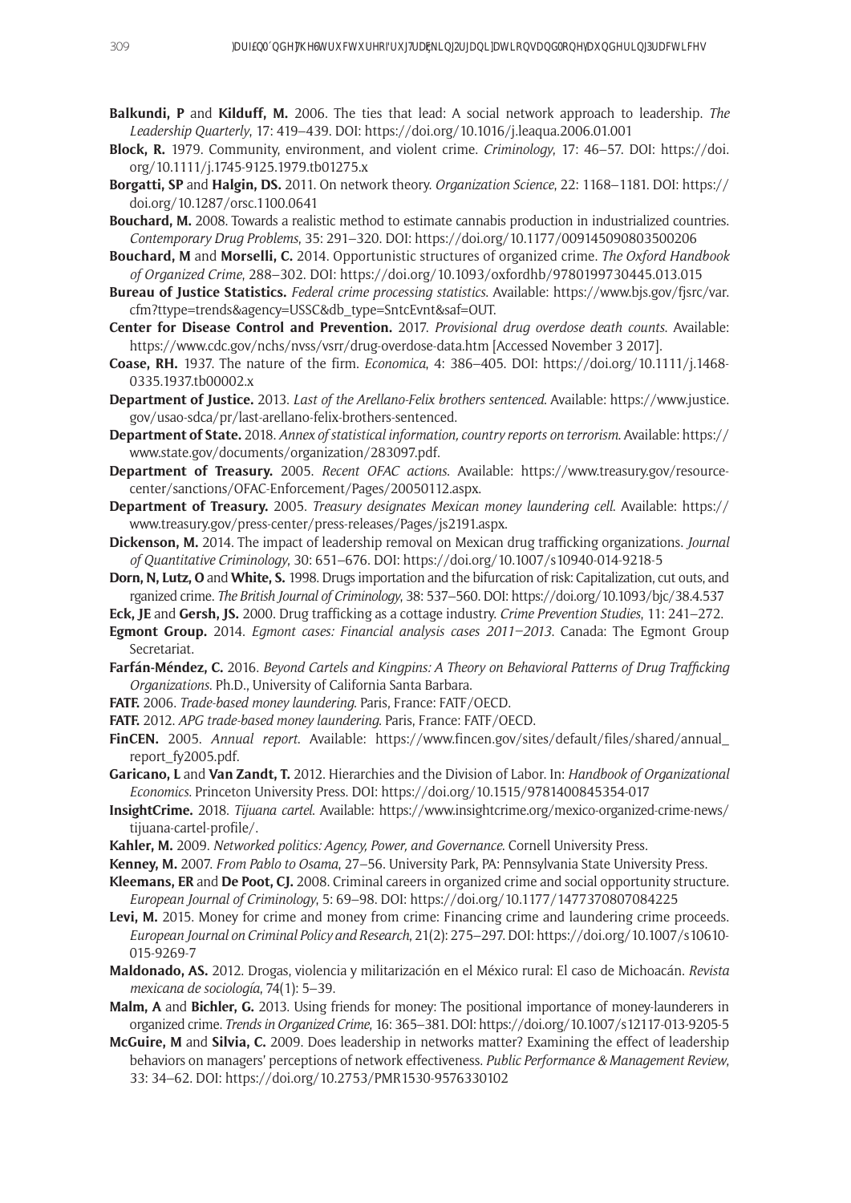**Balkundi, P** and **Kilduff, M.** 2006. The ties that lead: A social network approach to leadership. *The Leadership Quarterly*, 17: 419–439. DOI: https://doi.org/10.1016/j.leaqua.2006.01.001

**Block, R.** 1979. Community, environment, and violent crime. *Criminology*, 17: 46–57. DOI: https://doi.org/10.1111/j.1745-9125.1979.tb01275.x

**Borgatti, SP** and **Halgin, DS.** 2011. On network theory. *Organization Science*, 22: 1168–1181. DOI: https://doi.org/10.1287/orsc.1100.0641

**Bouchard, M.** 2008. Towards a realistic method to estimate cannabis production in industrialized countries. *Contemporary Drug Problems*, 35: 291–320. DOI: https://doi.org/10.1177/009145090803500206

**Bouchard, M** and **Morselli, C.** 2014. Opportunistic structures of organized crime. *The Oxford Handbook of Organized Crime*, 288–302. DOI: https://doi.org/10.1093/oxfordhb/9780199730445.013.015

**Bureau of Justice Statistics.** *Federal crime processing statistics*. Available: https://www.bjs.gov/fjsrc/var.cfm?ttype=trends&agency=USSC&db_type=SntcEvnt&saf=OUT.

**Center for Disease Control and Prevention.** 2017. *Provisional drug overdose death counts*. Available: https://www.cdc.gov/nchs/nvss/vsrr/drug-overdose-data.htm [Accessed November 3 2017].

**Coase, RH.** 1937. The nature of the firm. *Economica*, 4: 386–405. DOI: https://doi.org/10.1111/j.1468-0335.1937.tb00002.x

**Department of Justice.** 2013. *Last of the Arellano-Felix brothers sentenced*. Available: https://www.justice.gov/usao-sdca/pr/last-arellano-felix-brothers-sentenced.

**Department of State.** 2018. *Annex of statistical information, country reports on terrorism*. Available: https://www.state.gov/documents/organization/283097.pdf.

**Department of Treasury.** 2005. *Recent OFAC actions*. Available: https://www.treasury.gov/resource-center/sanctions/OFAC-Enforcement/Pages/20050112.aspx.

**Department of Treasury.** 2005. *Treasury designates Mexican money laundering cell*. Available: https://www.treasury.gov/press-center/press-releases/Pages/js2191.aspx.

**Dickenson, M.** 2014. The impact of leadership removal on Mexican drug trafficking organizations. *Journal of Quantitative Criminology*, 30: 651–676. DOI: https://doi.org/10.1007/s10940-014-9218-5

**Dorn, N, Lutz, O** and **White, S.** 1998. Drugs importation and the bifurcation of risk: Capitalization, cut outs, and rganized crime. *The British Journal of Criminology*, 38: 537–560. DOI: https://doi.org/10.1093/bjc/38.4.537

**Eck, JE** and **Gersh, JS.** 2000. Drug trafficking as a cottage industry. *Crime Prevention Studies*, 11: 241–272.

**Egmont Group.** 2014. *Egmont cases: Financial analysis cases 2011–2013*. Canada: The Egmont Group Secretariat.

**Farfán-Méndez, C.** 2016. *Beyond Cartels and Kingpins: A Theory on Behavioral Patterns of Drug Trafficking Organizations*. Ph.D., University of California Santa Barbara.

**FATF.** 2006. *Trade-based money laundering*. Paris, France: FATF/OECD.

**FATF.** 2012. *APG trade-based money laundering*. Paris, France: FATF/OECD.

**FinCEN.** 2005. *Annual report*. Available: https://www.fincen.gov/sites/default/files/shared/annual_report_fy2005.pdf.

**Garicano, L** and **Van Zandt, T.** 2012. Hierarchies and the Division of Labor. In: *Handbook of Organizational Economics*. Princeton University Press. DOI: https://doi.org/10.1515/9781400845354-017

**InsightCrime.** 2018. *Tijuana cartel*. Available: https://www.insightcrime.org/mexico-organized-crime-news/tijuana-cartel-profile/.

**Kahler, M.** 2009. *Networked politics: Agency, Power, and Governance*. Cornell University Press.

**Kenney, M.** 2007. *From Pablo to Osama*, 27–56. University Park, PA: Pennsylvania State University Press.

**Kleemans, ER** and **De Poot, CJ.** 2008. Criminal careers in organized crime and social opportunity structure. *European Journal of Criminology*, 5: 69–98. DOI: https://doi.org/10.1177/1477370807084225

**Levi, M.** 2015. Money for crime and money from crime: Financing crime and laundering crime proceeds. *European Journal on Criminal Policy and Research*, 21(2): 275–297. DOI: https://doi.org/10.1007/s10610-015-9269-7

**Maldonado, AS.** 2012. Drogas, violencia y militarización en el México rural: El caso de Michoacán. *Revista mexicana de sociología*, 74(1): 5–39.

**Malm, A** and **Bichler, G.** 2013. Using friends for money: The positional importance of money-launderers in organized crime. *Trends in Organized Crime*, 16: 365–381. DOI: https://doi.org/10.1007/s12117-013-9205-5

**McGuire, M** and **Silvia, C.** 2009. Does leadership in networks matter? Examining the effect of leadership behaviors on managers' perceptions of network effectiveness. *Public Performance & Management Review*, 33: 34–62. DOI: https://doi.org/10.2753/PMR1530-9576330102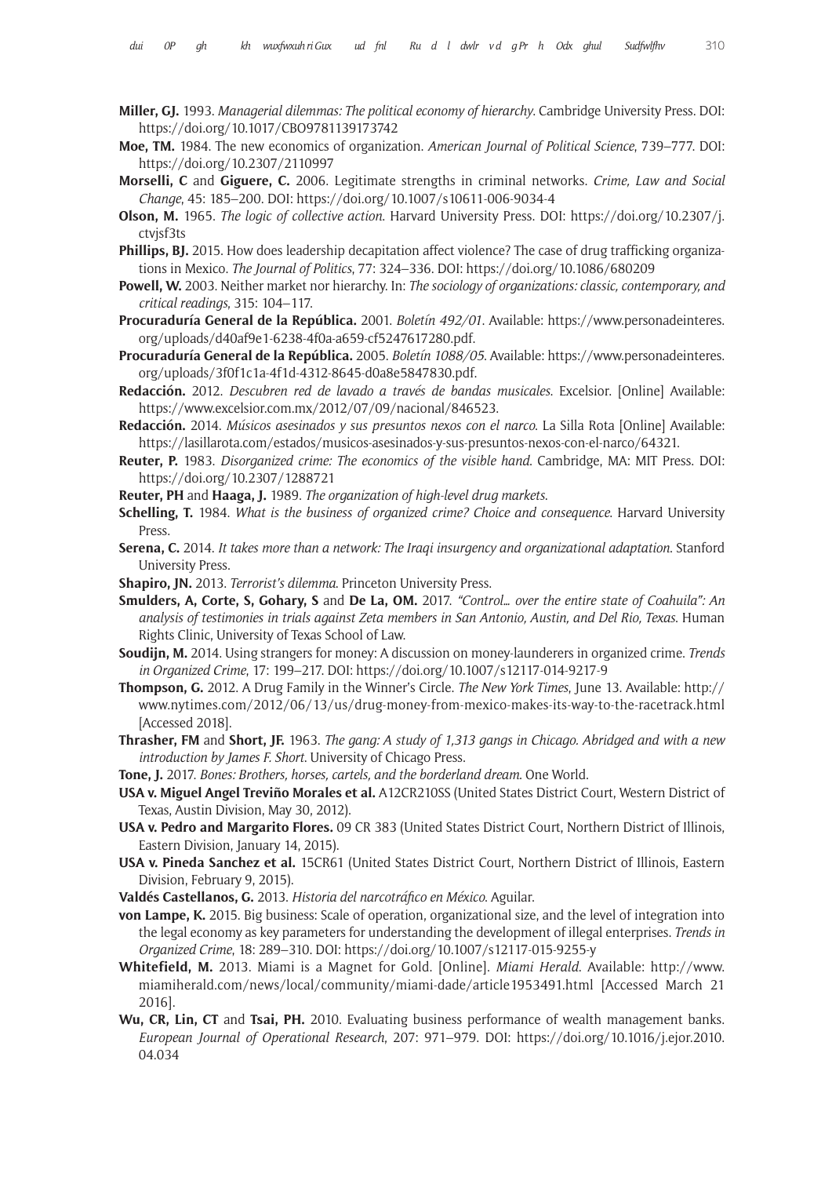**Miller, GJ.** 1993. *Managerial dilemmas: The political economy of hierarchy*. Cambridge University Press. DOI: https://doi.org/10.1017/CBO9781139173742

**Moe, TM.** 1984. The new economics of organization. *American Journal of Political Science*, 739–777. DOI: https://doi.org/10.2307/2110997

**Morselli, C** and **Giguere, C.** 2006. Legitimate strengths in criminal networks. *Crime, Law and Social Change*, 45: 185–200. DOI: https://doi.org/10.1007/s10611-006-9034-4

**Olson, M.** 1965. *The logic of collective action*. Harvard University Press. DOI: https://doi.org/10.2307/j.ctvjsf3ts

**Phillips, BJ.** 2015. How does leadership decapitation affect violence? The case of drug trafficking organizations in Mexico. *The Journal of Politics*, 77: 324–336. DOI: https://doi.org/10.1086/680209

**Powell, W.** 2003. Neither market nor hierarchy. In: *The sociology of organizations: classic, contemporary, and critical readings*, 315: 104–117.

**Procuraduría General de la República.** 2001. *Boletín 492/01*. Available: https://www.personadeinteres.org/uploads/d40af9e1-6238-4f0a-a659-cf5247617280.pdf.

**Procuraduría General de la República.** 2005. *Boletín 1088/05*. Available: https://www.personadeinteres.org/uploads/3f0f1c1a-4f1d-4312-8645-d0a8e5847830.pdf.

**Redacción.** 2012. *Descubren red de lavado a través de bandas musicales*. Excelsior. [Online] Available: https://www.excelsior.com.mx/2012/07/09/nacional/846523.

**Redacción.** 2014. *Músicos asesinados y sus presuntos nexos con el narco*. La Silla Rota [Online] Available: https://lasillarota.com/estados/musicos-asesinados-y-sus-presuntos-nexos-con-el-narco/64321.

**Reuter, P.** 1983. *Disorganized crime: The economics of the visible hand*. Cambridge, MA: MIT Press. DOI: https://doi.org/10.2307/1288721

**Reuter, PH** and **Haaga, J.** 1989. *The organization of high-level drug markets*.

**Schelling, T.** 1984. *What is the business of organized crime? Choice and consequence*. Harvard University Press.

**Serena, C.** 2014. *It takes more than a network: The Iraqi insurgency and organizational adaptation*. Stanford University Press.

**Shapiro, JN.** 2013. *Terrorist's dilemma*. Princeton University Press.

**Smulders, A, Corte, S, Gohary, S** and **De La, OM.** 2017. *"Control… over the entire state of Coahuila": An analysis of testimonies in trials against Zeta members in San Antonio, Austin, and Del Rio, Texas*. Human Rights Clinic, University of Texas School of Law.

**Soudijn, M.** 2014. Using strangers for money: A discussion on money-launderers in organized crime. *Trends in Organized Crime*, 17: 199–217. DOI: https://doi.org/10.1007/s12117-014-9217-9

**Thompson, G.** 2012. A Drug Family in the Winner's Circle. *The New York Times*, June 13. Available: http://www.nytimes.com/2012/06/13/us/drug-money-from-mexico-makes-its-way-to-the-racetrack.html [Accessed 2018].

**Thrasher, FM** and **Short, JF.** 1963. *The gang: A study of 1,313 gangs in Chicago. Abridged and with a new introduction by James F. Short*. University of Chicago Press.

**Tone, J.** 2017. *Bones: Brothers, horses, cartels, and the borderland dream*. One World.

**USA v. Miguel Angel Treviño Morales et al.** A12CR210SS (United States District Court, Western District of Texas, Austin Division, May 30, 2012).

**USA v. Pedro and Margarito Flores.** 09 CR 383 (United States District Court, Northern District of Illinois, Eastern Division, January 14, 2015).

**USA v. Pineda Sanchez et al.** 15CR61 (United States District Court, Northern District of Illinois, Eastern Division, February 9, 2015).

**Valdés Castellanos, G.** 2013. *Historia del narcotráfico en México*. Aguilar.

**von Lampe, K.** 2015. Big business: Scale of operation, organizational size, and the level of integration into the legal economy as key parameters for understanding the development of illegal enterprises. *Trends in Organized Crime*, 18: 289–310. DOI: https://doi.org/10.1007/s12117-015-9255-y

**Whitefield, M.** 2013. Miami is a Magnet for Gold. [Online]. *Miami Herald*. Available: http://www.miamiherald.com/news/local/community/miami-dade/article1953491.html [Accessed March 21 2016].

**Wu, CR, Lin, CT** and **Tsai, PH.** 2010. Evaluating business performance of wealth management banks. *European Journal of Operational Research*, 207: 971–979. DOI: https://doi.org/10.1016/j.ejor.2010.04.034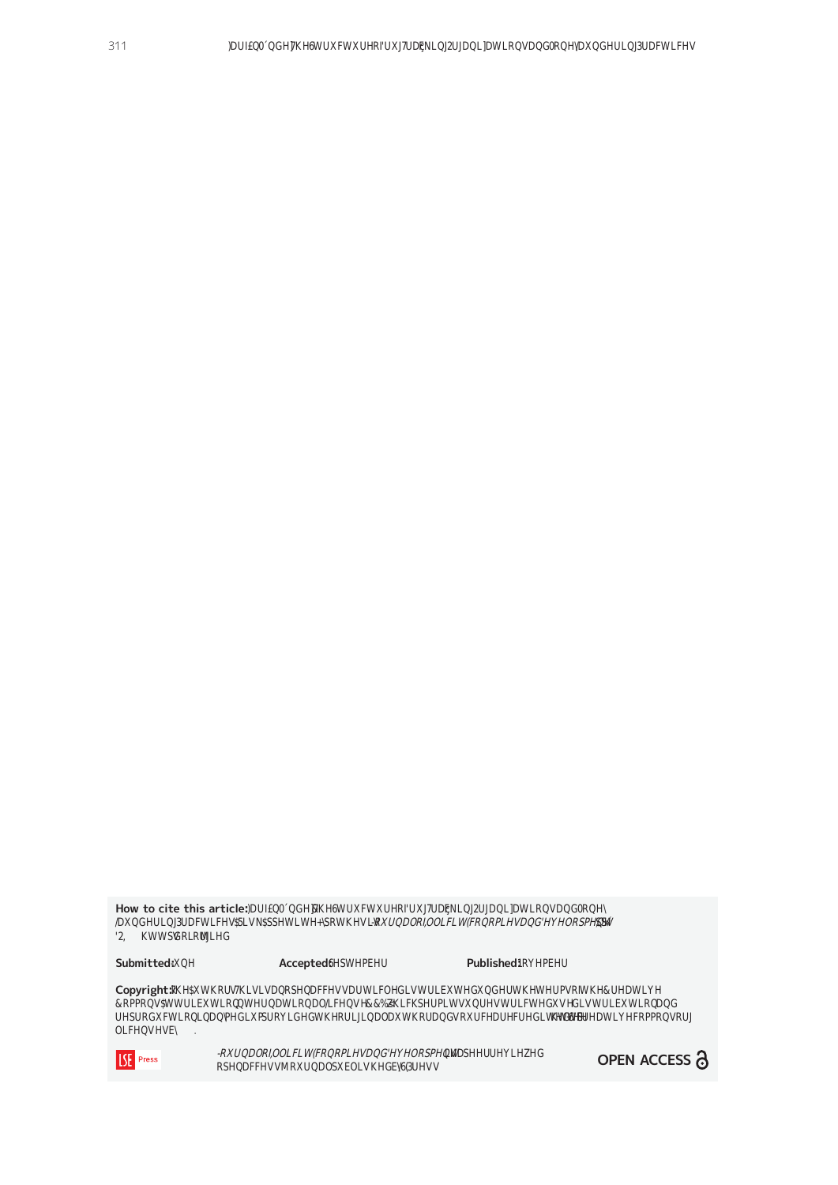**How to cite this article:** Farián Méndez, The Structure of Drug Trafficking Organizations and Money Laundering Practices: A Risk Appetite Hypothesis. *Journal of Illicit Economies and Development*, DOI: https://doi.org/ jied

**Submitted:** June **Accepted:** September **Published:** November

**Copyright:** © The Authors. This is an open-access article distributed under the terms of the Creative Commons Attribution 4.0 International License (CC-BY 4.0), which permits unrestricted use, distribution, and reproduction in any medium, provided the original author and source are credited. See http://creativecommons.org/licenses/by/4.0/.

LSE Press

*Journal of Illicit Economies and Development* is a peer-reviewed open access journal published by LSE Press.

OPEN ACCESS